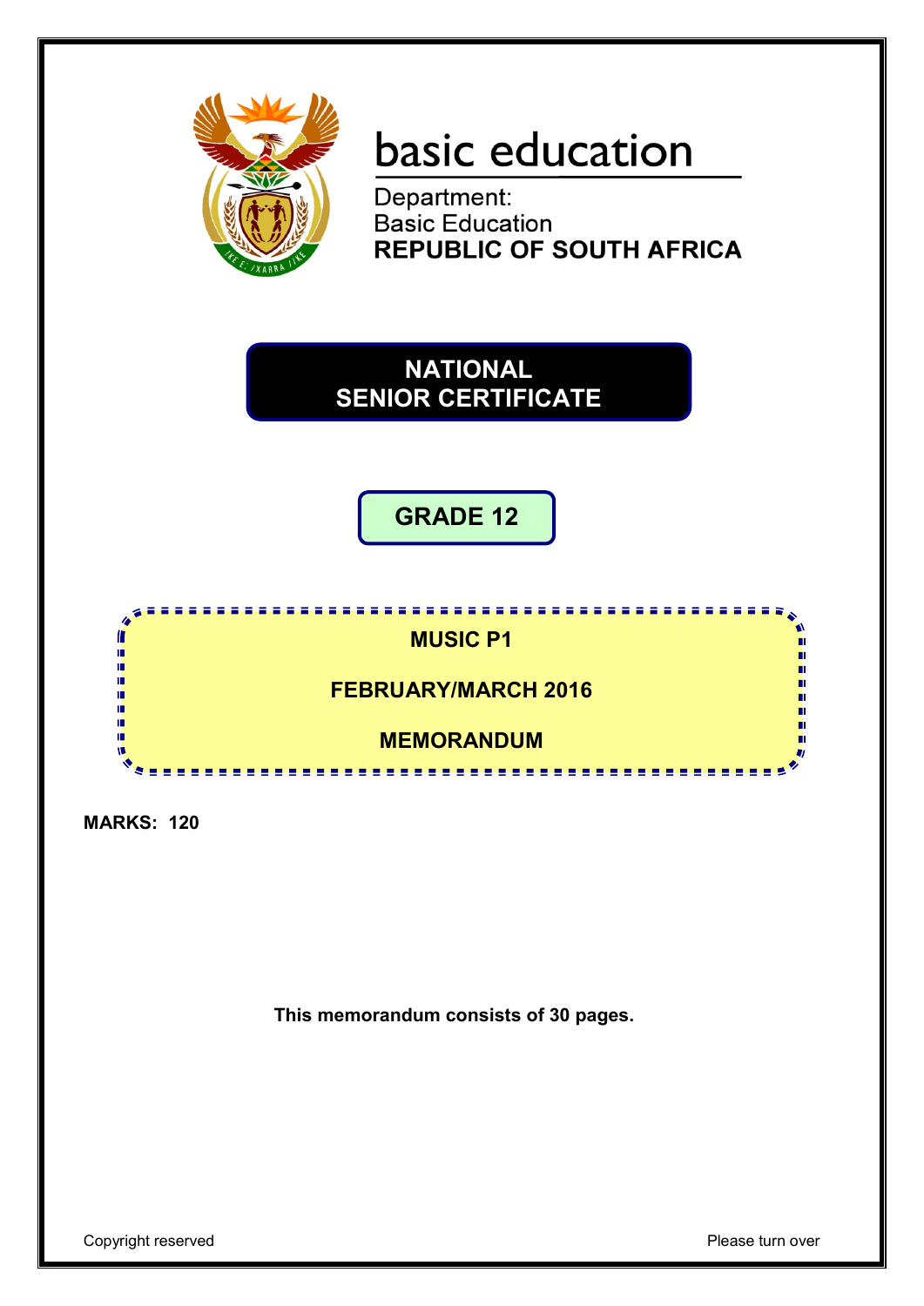basic education

Department:
Basic Education
**REPUBLIC OF SOUTH AFRICA**

# NATIONAL SENIOR CERTIFICATE

## GRADE 12

## MUSIC P1

## FEBRUARY/MARCH 2016

## MEMORANDUM

**MARKS: 120**

**This memorandum consists of 30 pages.**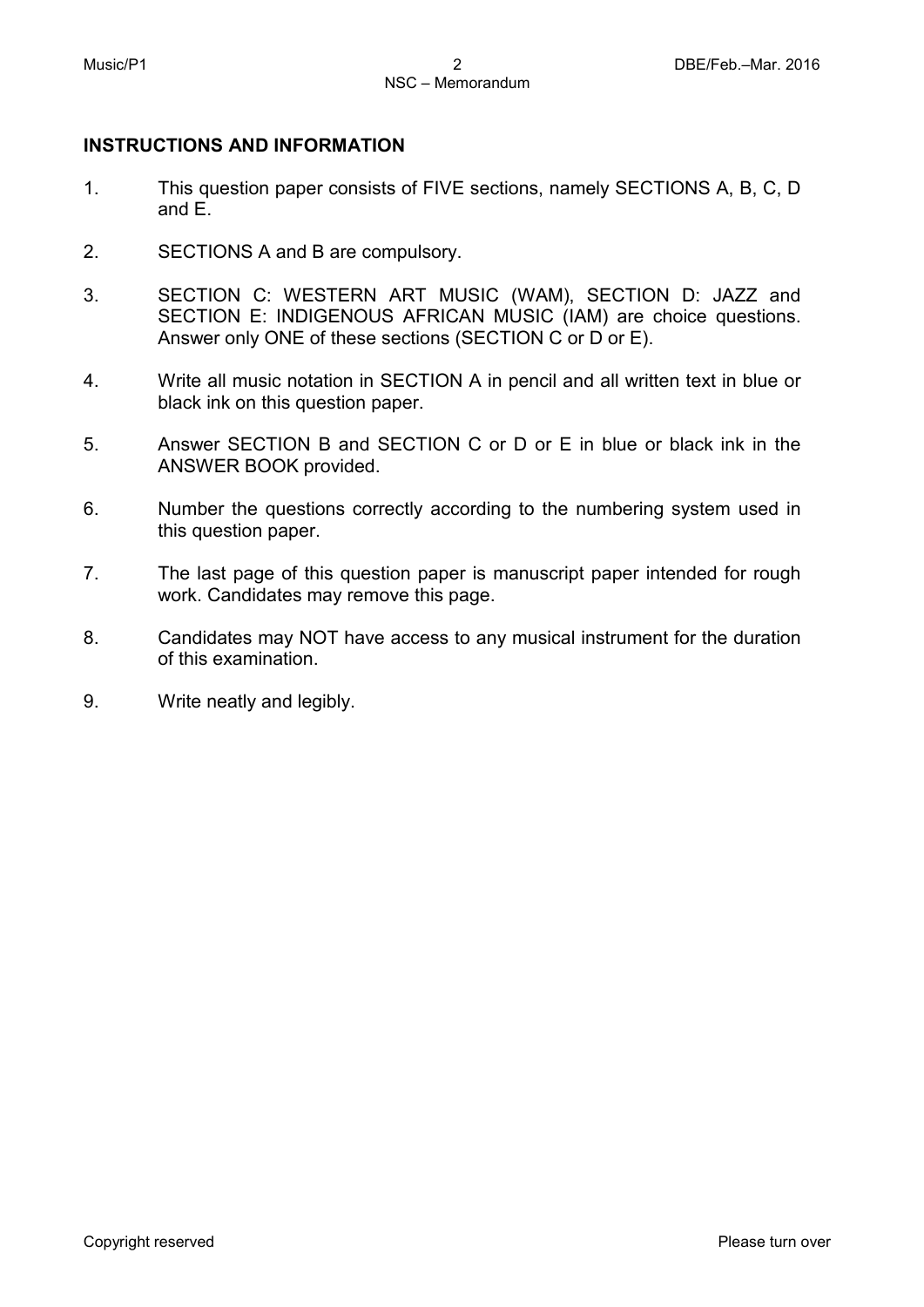## INSTRUCTIONS AND INFORMATION

1. This question paper consists of FIVE sections, namely SECTIONS A, B, C, D and E.

2. SECTIONS A and B are compulsory.

3. SECTION C: WESTERN ART MUSIC (WAM), SECTION D: JAZZ and SECTION E: INDIGENOUS AFRICAN MUSIC (IAM) are choice questions. Answer only ONE of these sections (SECTION C or D or E).

4. Write all music notation in SECTION A in pencil and all written text in blue or black ink on this question paper.

5. Answer SECTION B and SECTION C or D or E in blue or black ink in the ANSWER BOOK provided.

6. Number the questions correctly according to the numbering system used in this question paper.

7. The last page of this question paper is manuscript paper intended for rough work. Candidates may remove this page.

8. Candidates may NOT have access to any musical instrument for the duration of this examination.

9. Write neatly and legibly.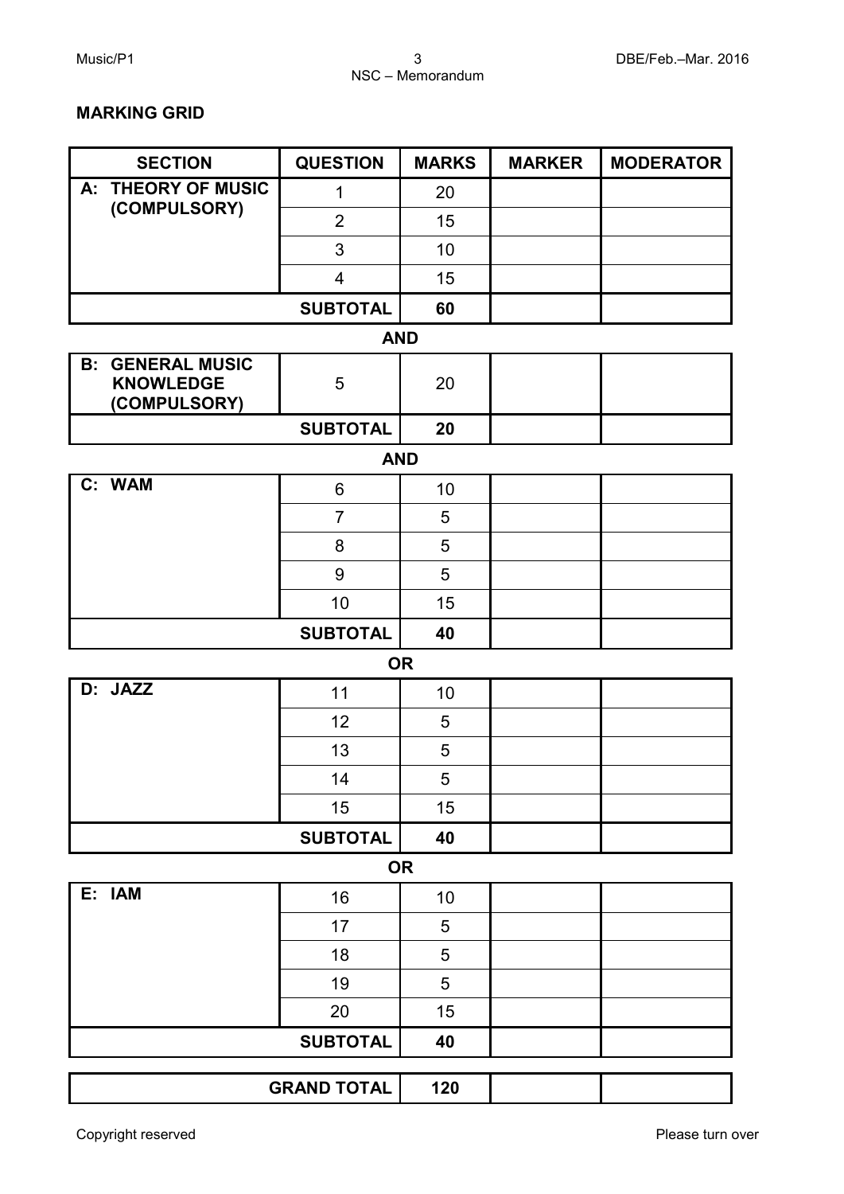**MARKING GRID**

| SECTION | QUESTION | MARKS | MARKER | MODERATOR |
|---|---|---|---|---|
| A: THEORY OF MUSIC (COMPULSORY) | 1 | 20 | | |
| | 2 | 15 | | |
| | 3 | 10 | | |
| | 4 | 15 | | |
| | SUBTOTAL | 60 | | |

**AND**

| SECTION | QUESTION | MARKS | MARKER | MODERATOR |
|---|---|---|---|---|
| B: GENERAL MUSIC KNOWLEDGE (COMPULSORY) | 5 | 20 | | |
| | SUBTOTAL | 20 | | |

**AND**

| SECTION | QUESTION | MARKS | MARKER | MODERATOR |
|---|---|---|---|---|
| C: WAM | 6 | 10 | | |
| | 7 | 5 | | |
| | 8 | 5 | | |
| | 9 | 5 | | |
| | 10 | 15 | | |
| | SUBTOTAL | 40 | | |

**OR**

| SECTION | QUESTION | MARKS | MARKER | MODERATOR |
|---|---|---|---|---|
| D: JAZZ | 11 | 10 | | |
| | 12 | 5 | | |
| | 13 | 5 | | |
| | 14 | 5 | | |
| | 15 | 15 | | |
| | SUBTOTAL | 40 | | |

**OR**

| SECTION | QUESTION | MARKS | MARKER | MODERATOR |
|---|---|---|---|---|
| E: IAM | 16 | 10 | | |
| | 17 | 5 | | |
| | 18 | 5 | | |
| | 19 | 5 | | |
| | 20 | 15 | | |
| | SUBTOTAL | 40 | | |

| | GRAND TOTAL | 120 | | |
|---|---|---|---|---|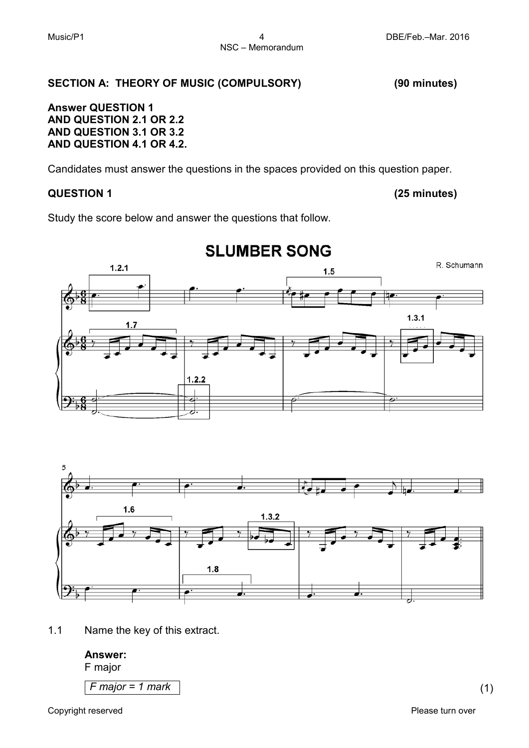## SECTION A: THEORY OF MUSIC (COMPULSORY) (90 minutes)

**Answer QUESTION 1**
**AND QUESTION 2.1 OR 2.2**
**AND QUESTION 3.1 OR 3.2**
**AND QUESTION 4.1 OR 4.2.**

Candidates must answer the questions in the spaces provided on this question paper.

### QUESTION 1 (25 minutes)

Study the score below and answer the questions that follow.

**SLUMBER SONG**

R. Schumann

1.1 Name the key of this extract.

**Answer:**
F major

| *F major = 1 mark* |
|---|

(1)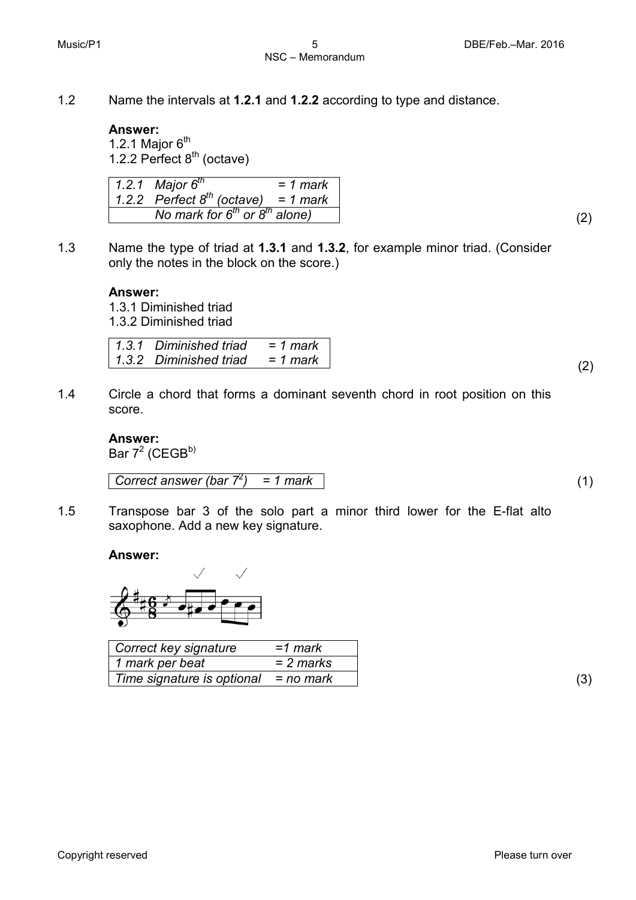1.2 Name the intervals at **1.2.1** and **1.2.2** according to type and distance.

**Answer:**
1.2.1 Major 6th
1.2.2 Perfect 8th (octave)

| | |
|---|---|
| *1.2.1 Major 6th* | *= 1 mark* |
| *1.2.2 Perfect 8th (octave)* | *= 1 mark* |
| *No mark for 6th or 8th alone)* | |

(2)

1.3 Name the type of triad at **1.3.1** and **1.3.2**, for example minor triad. (Consider only the notes in the block on the score.)

**Answer:**
1.3.1 Diminished triad
1.3.2 Diminished triad

| | |
|---|---|
| *1.3.1 Diminished triad* | *= 1 mark* |
| *1.3.2 Diminished triad* | *= 1 mark* |

(2)

1.4 Circle a chord that forms a dominant seventh chord in root position on this score.

**Answer:**
Bar $7^2$ (CEGB$^{b}$)

| | |
|---|---|
| *Correct answer (bar $7^2$)* | *= 1 mark* |

(1)

1.5 Transpose bar 3 of the solo part a minor third lower for the E-flat alto saxophone. Add a new key signature.

**Answer:**

| | |
|---|---|
| *Correct key signature* | *=1 mark* |
| *1 mark per beat* | *= 2 marks* |
| *Time signature is optional* | *= no mark* |

(3)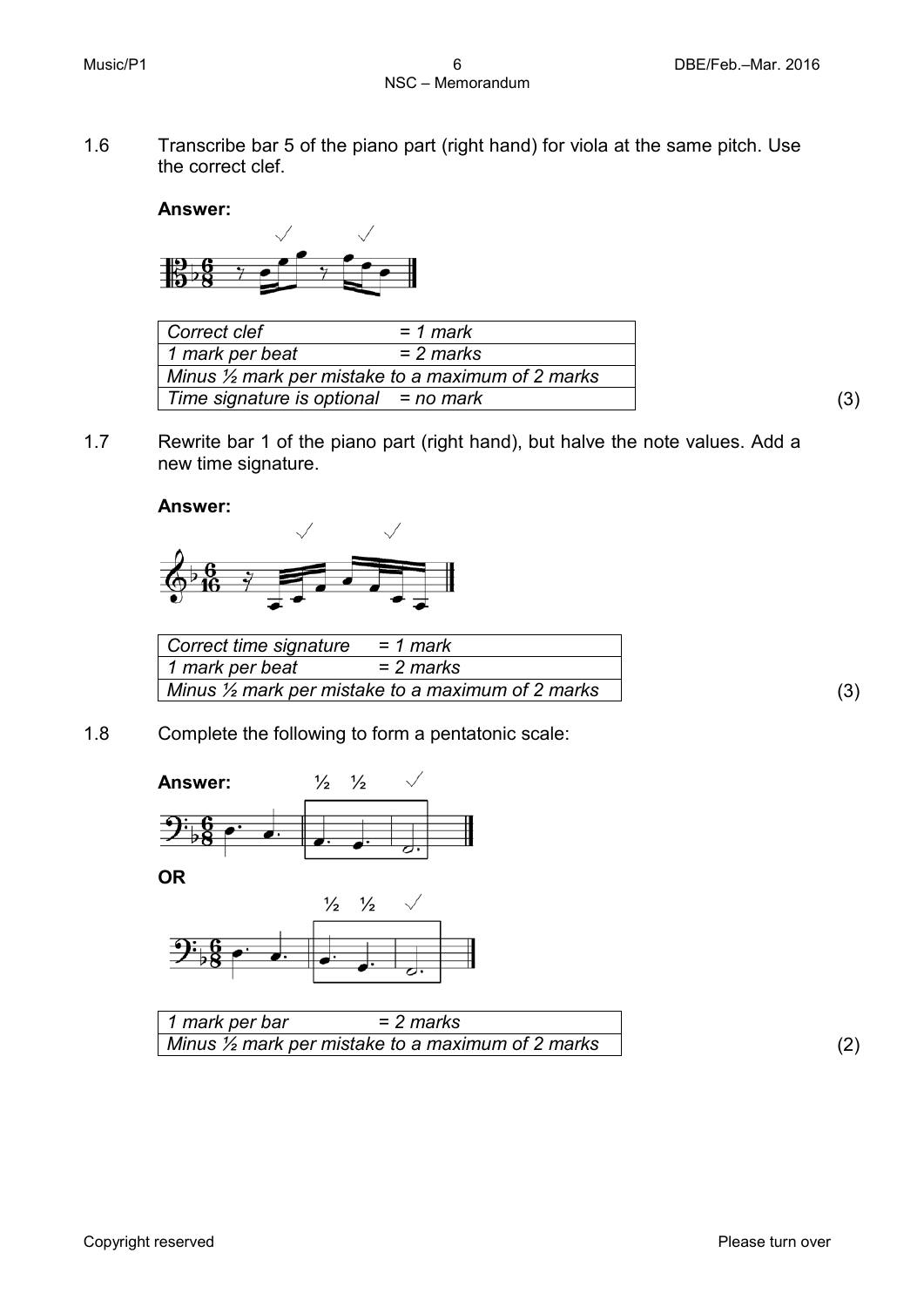1.6 Transcribe bar 5 of the piano part (right hand) for viola at the same pitch. Use the correct clef.

**Answer:**

| | |
|---|---|
| *Correct clef* | *= 1 mark* |
| *1 mark per beat* | *= 2 marks* |
| *Minus ½ mark per mistake to a maximum of 2 marks* | |
| *Time signature is optional* | *= no mark* |

(3)

1.7 Rewrite bar 1 of the piano part (right hand), but halve the note values. Add a new time signature.

**Answer:**

| | |
|---|---|
| *Correct time signature* | *= 1 mark* |
| *1 mark per beat* | *= 2 marks* |
| *Minus ½ mark per mistake to a maximum of 2 marks* | |

(3)

1.8 Complete the following to form a pentatonic scale:

**Answer:** ½ ½ ✓

**OR**

½ ½ ✓

| | |
|---|---|
| *1 mark per bar* | *= 2 marks* |
| *Minus ½ mark per mistake to a maximum of 2 marks* | |

(2)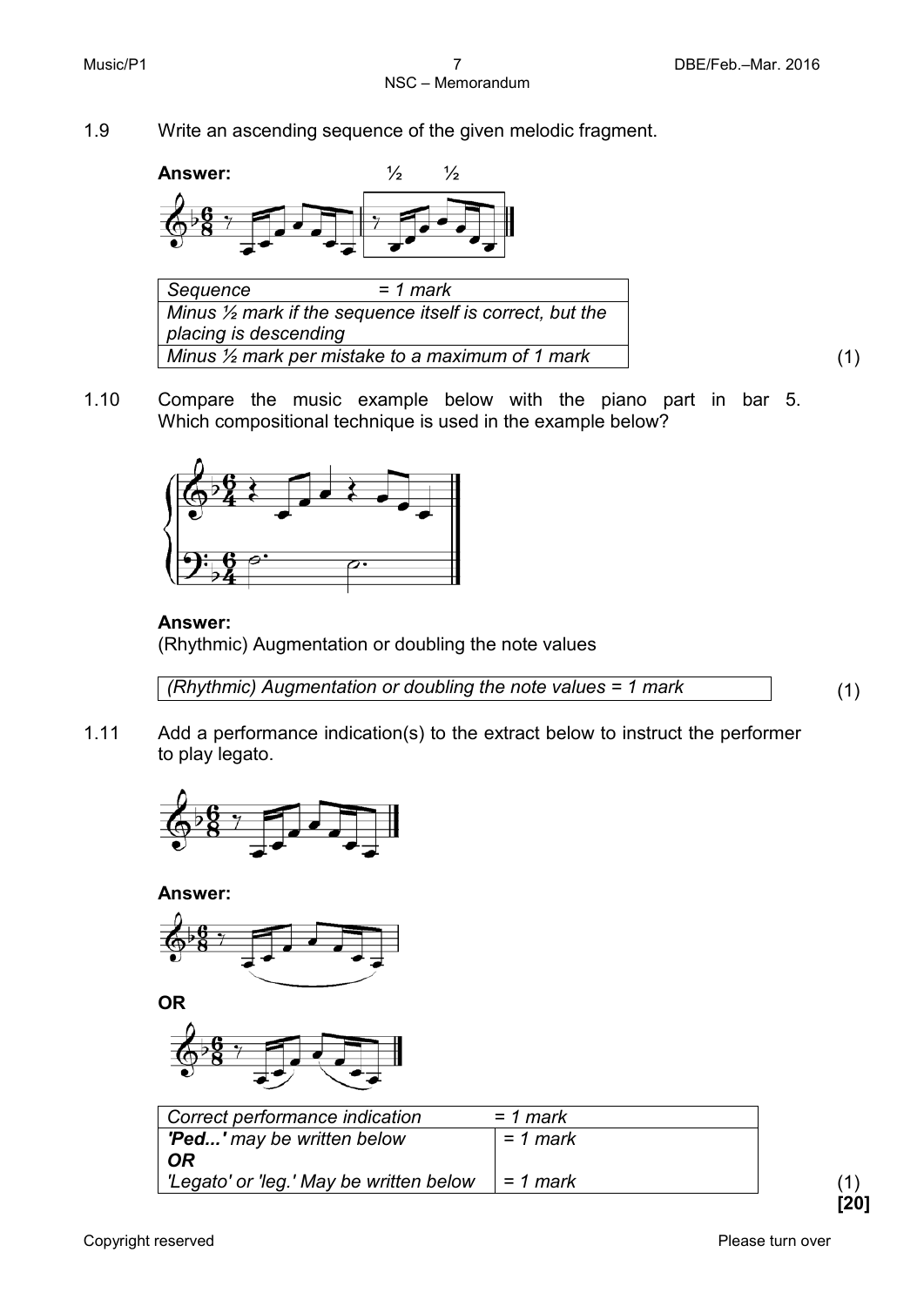1.9 Write an ascending sequence of the given melodic fragment.

**Answer:** ½ ½

| Sequence = 1 mark |
|---|
| Minus ½ mark if the sequence itself is correct, but the placing is descending |
| Minus ½ mark per mistake to a maximum of 1 mark |

(1)

1.10 Compare the music example below with the piano part in bar 5. Which compositional technique is used in the example below?

**Answer:**
(Rhythmic) Augmentation or doubling the note values

| (Rhythmic) Augmentation or doubling the note values = 1 mark |
|---|

(1)

1.11 Add a performance indication(s) to the extract below to instruct the performer to play legato.

**Answer:**

**OR**

| Correct performance indication | = 1 mark |
|---|---|
| ***'Ped...'*** *may be written below* ***OR*** | = 1 mark |
| 'Legato' or 'leg.' May be written below | = 1 mark |

(1)
**[20]**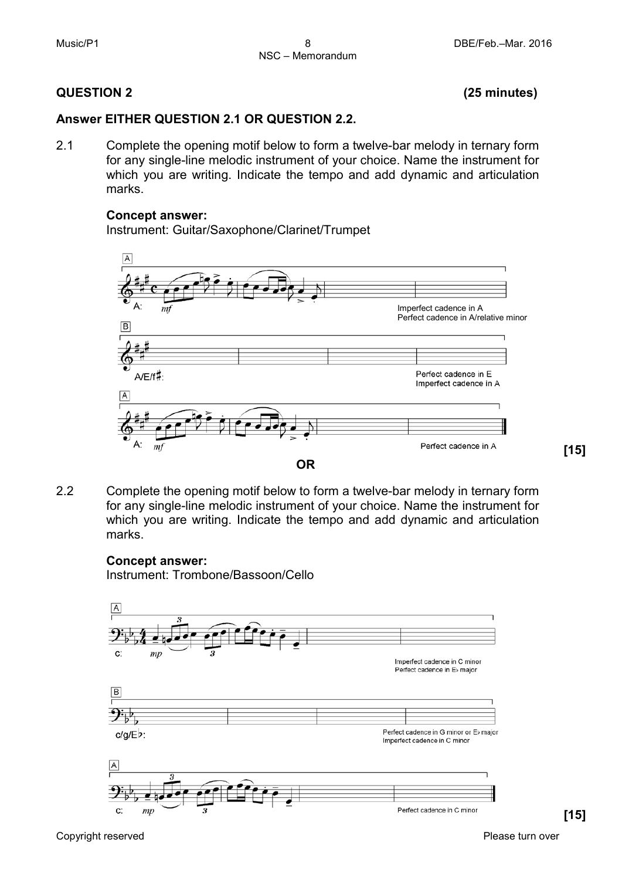## QUESTION 2 **(25 minutes)**

**Answer EITHER QUESTION 2.1 OR QUESTION 2.2.**

2.1 Complete the opening motif below to form a twelve-bar melody in ternary form for any single-line melodic instrument of your choice. Name the instrument for which you are writing. Indicate the tempo and add dynamic and articulation marks.

**Concept answer:**
Instrument: Guitar/Saxophone/Clarinet/Trumpet

A
A: *mf*
Imperfect cadence in A
Perfect cadence in A/relative minor

B
A/E/f♯:
Perfect cadence in E
Imperfect cadence in A

A
A: *mf*
Perfect cadence in A

**[15]**

**OR**

2.2 Complete the opening motif below to form a twelve-bar melody in ternary form for any single-line melodic instrument of your choice. Name the instrument for which you are writing. Indicate the tempo and add dynamic and articulation marks.

**Concept answer:**
Instrument: Trombone/Bassoon/Cello

A
c: *mp*
Imperfect cadence in C minor
Perfect cadence in E♭ major

B
c/g/E♭:
Perfect cadence in G minor or E♭ major
Imperfect cadence in C minor

A
c: *mp*
Perfect cadence in C minor

**[15]**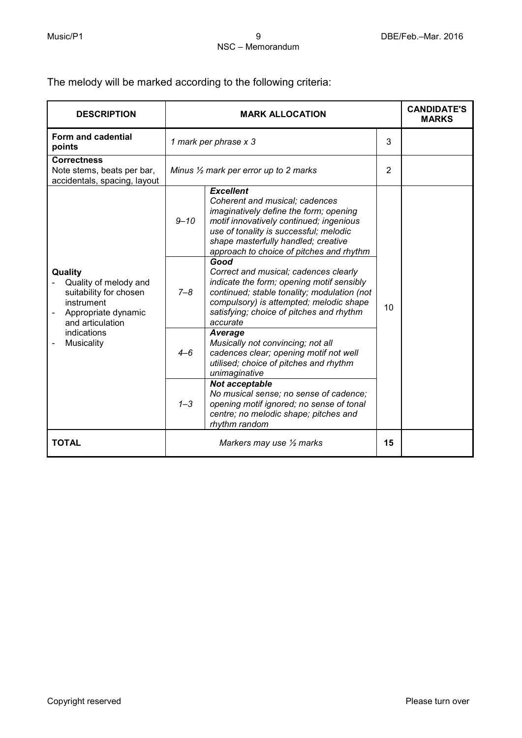The melody will be marked according to the following criteria:

| DESCRIPTION | MARK ALLOCATION | | | CANDIDATE'S MARKS |
|---|---|---|---|---|
| **Form and cadential points** | *1 mark per phrase x 3* | | 3 | |
| **Correctness** Note stems, beats per bar, accidentals, spacing, layout | *Minus ½ mark per error up to 2 marks* | | 2 | |
| **Quality** - Quality of melody and suitability for chosen instrument - Appropriate dynamic and articulation indications - Musicality | *9–10* | ***Excellent*** *Coherent and musical; cadences imaginatively define the form; opening motif innovatively continued; ingenious use of tonality is successful; melodic shape masterfully handled; creative approach to choice of pitches and rhythm* | 10 | |
| | *7–8* | ***Good*** *Correct and musical; cadences clearly indicate the form; opening motif sensibly continued; stable tonality; modulation (not compulsory) is attempted; melodic shape satisfying; choice of pitches and rhythm accurate* | | |
| | *4–6* | ***Average*** *Musically not convincing; not all cadences clear; opening motif not well utilised; choice of pitches and rhythm unimaginative* | | |
| | *1–3* | ***Not acceptable*** *No musical sense; no sense of cadence; opening motif ignored; no sense of tonal centre; no melodic shape; pitches and rhythm random* | | |
| **TOTAL** | *Markers may use ½ marks* | | **15** | |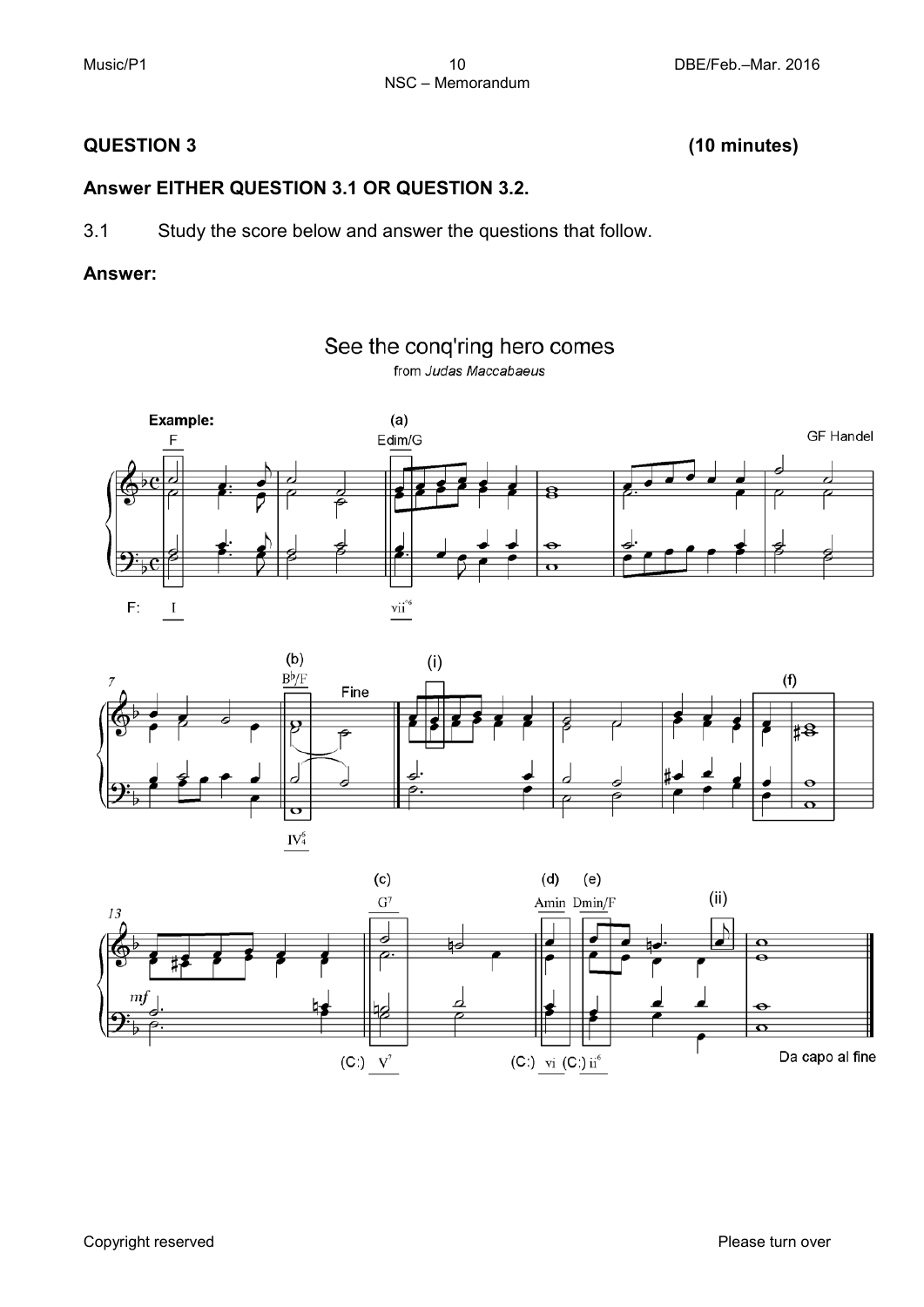## QUESTION 3 (10 minutes)

### Answer EITHER QUESTION 3.1 OR QUESTION 3.2.

3.1 Study the score below and answer the questions that follow.

**Answer:**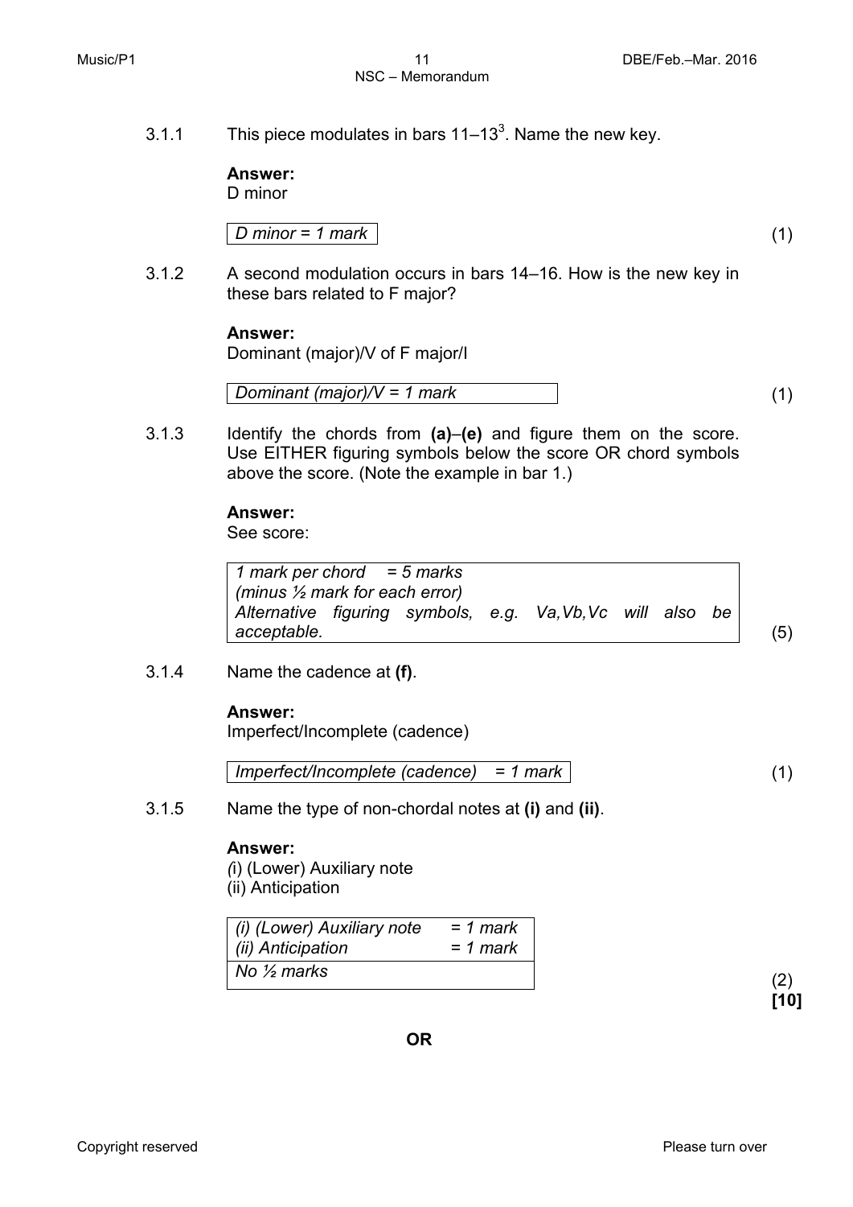3.1.1 This piece modulates in bars 11–13[3]. Name the new key.

**Answer:**
D minor

| *D minor = 1 mark* |
|---|

(1)

3.1.2 A second modulation occurs in bars 14–16. How is the new key in these bars related to F major?

**Answer:**
Dominant (major)/V of F major/I

| *Dominant (major)/V = 1 mark* |
|---|

(1)

3.1.3 Identify the chords from **(a)**–**(e)** and figure them on the score. Use EITHER figuring symbols below the score OR chord symbols above the score. (Note the example in bar 1.)

**Answer:**
See score:

| *1 mark per chord = 5 marks*<br>*(minus ½ mark for each error)*<br>*Alternative figuring symbols, e.g. Va,Vb,Vc will also be acceptable.* |
|---|

(5)

3.1.4 Name the cadence at **(f)**.

**Answer:**
Imperfect/Incomplete (cadence)

| *Imperfect/Incomplete (cadence) = 1 mark* |
|---|

(1)

3.1.5 Name the type of non-chordal notes at **(i)** and **(ii)**.

**Answer:**
(i) (Lower) Auxiliary note
(ii) Anticipation

| | |
|---|---|
| *(i) (Lower) Auxiliary note* | *= 1 mark* |
| *(ii) Anticipation* | *= 1 mark* |
| *No ½ marks* | |

(2)
**[10]**

**OR**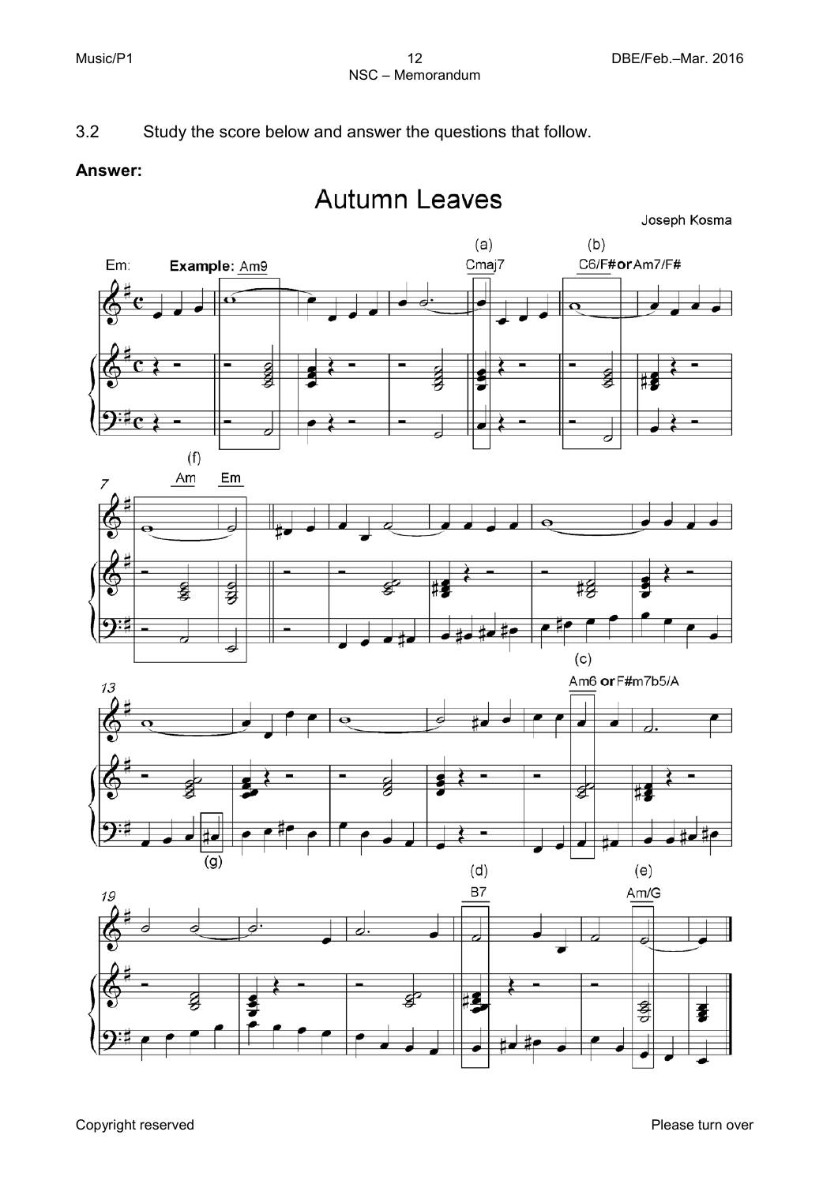3.2 Study the score below and answer the questions that follow.

**Answer:**

# Autumn Leaves

Joseph Kosma

Em:

Example: Am9

(a) Cmaj7

(b) C6/F# or Am7/F#

(f) Am Em

(c) Am6 or F#m7b5/A

(g)

(d) B7

(e) Am/G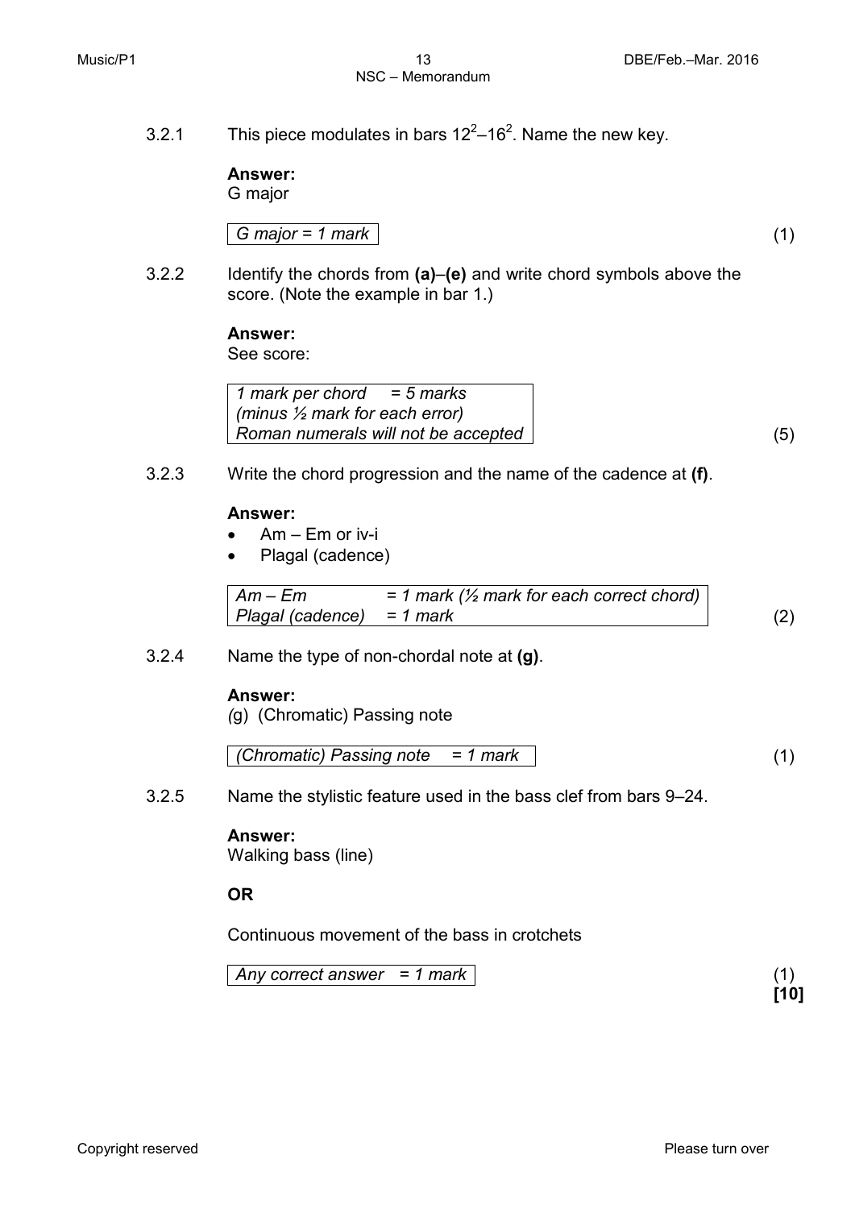3.2.1 This piece modulates in bars $12^2$–$16^2$. Name the new key.

**Answer:**
G major

| *G major = 1 mark* |
|---|

(1)

3.2.2 Identify the chords from **(a)**–**(e)** and write chord symbols above the score. (Note the example in bar 1.)

**Answer:**
See score:

| *1 mark per chord = 5 marks* |
|---|
| *(minus ½ mark for each error)* |
| *Roman numerals will not be accepted* |

(5)

3.2.3 Write the chord progression and the name of the cadence at **(f)**.

**Answer:**

- Am – Em or iv-i
- Plagal (cadence)

| | |
|---|---|
| *Am – Em* | *= 1 mark (½ mark for each correct chord)* |
| *Plagal (cadence)* | *= 1 mark* |

(2)

3.2.4 Name the type of non-chordal note at **(g)**.

**Answer:**
*(*g) (Chromatic) Passing note

| *(Chromatic) Passing note = 1 mark* |
|---|

(1)

3.2.5 Name the stylistic feature used in the bass clef from bars 9–24.

**Answer:**
Walking bass (line)

**OR**

Continuous movement of the bass in crotchets

| *Any correct answer = 1 mark* |
|---|

(1)
**[10]**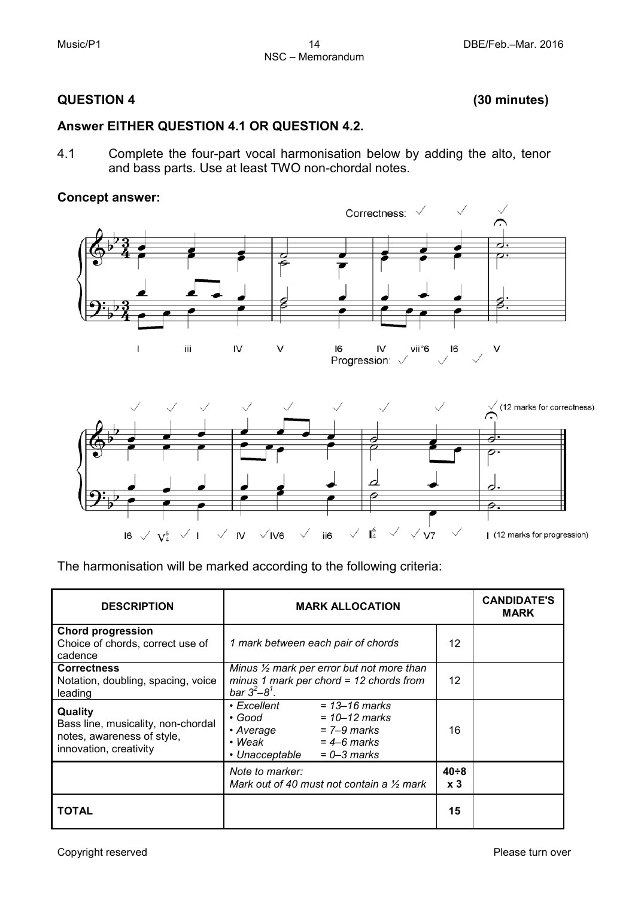## QUESTION 4 **(30 minutes)**

### Answer EITHER QUESTION 4.1 OR QUESTION 4.2.

4.1 Complete the four-part vocal harmonisation below by adding the alto, tenor and bass parts. Use at least TWO non-chordal notes.

**Concept answer:**

Correctness: ✓ ✓ ✓

I iii IV V I6 IV vii°6 I6 V

Progression: ✓ ✓ ✓

✓ ✓ ✓ ✓ ✓ ✓ ✓ ✓ ✓ (12 marks for correctness)

I6 ✓ $V^6_4$ ✓ I ✓ IV ✓ IV6 ✓ ii6 ✓ $I^6_4$ ✓ ✓ V7 ✓ I (12 marks for progression)

The harmonisation will be marked according to the following criteria:

| DESCRIPTION | MARK ALLOCATION | | CANDIDATE'S MARK |
|---|---|---|---|
| **Chord progression**<br>Choice of chords, correct use of cadence | *1 mark between each pair of chords* | 12 | |
| **Correctness**<br>Notation, doubling, spacing, voice leading | *Minus ½ mark per error but not more than minus 1 mark per chord = 12 chords from bar $3^2$–$8^1$.* | 12 | |
| **Quality**<br>Bass line, musicality, non-chordal notes, awareness of style, innovation, creativity | *• Excellent = 13–16 marks<br>• Good = 10–12 marks<br>• Average = 7–9 marks<br>• Weak = 4–6 marks<br>• Unacceptable = 0–3 marks* | 16 | |
| | *Note to marker:<br>Mark out of 40 must not contain a ½ mark* | **40÷8 x 3** | |
| **TOTAL** | | **15** | |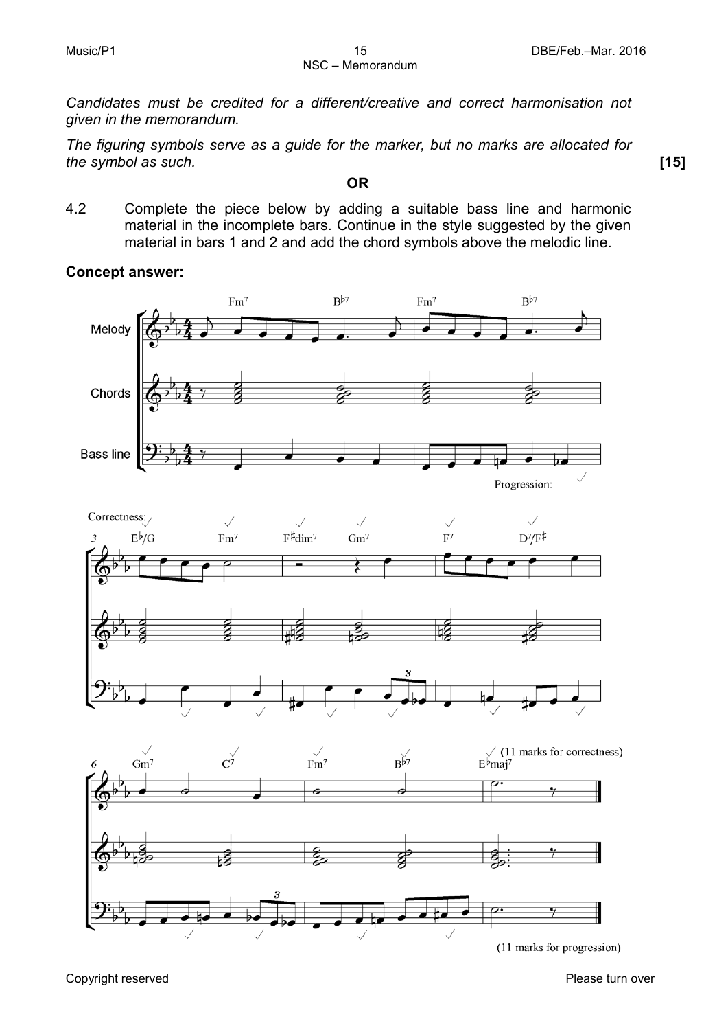*Candidates must be credited for a different/creative and correct harmonisation not given in the memorandum.*

*The figuring symbols serve as a guide for the marker, but no marks are allocated for the symbol as such.* **[15]**

**OR**

4.2 Complete the piece below by adding a suitable bass line and harmonic material in the incomplete bars. Continue in the style suggested by the given material in bars 1 and 2 and add the chord symbols above the melodic line.

**Concept answer:**

Melody / Chords / Bass line

Fm7 B♭7 Fm7 B♭7

Progression: ✓

Correctness: ✓

3 E♭/G Fm7 F♯dim7 Gm7 F7 D7/F♯

6 Gm7 C7 Fm7 B♭7 E♭maj7

✓ (11 marks for correctness)

(11 marks for progression)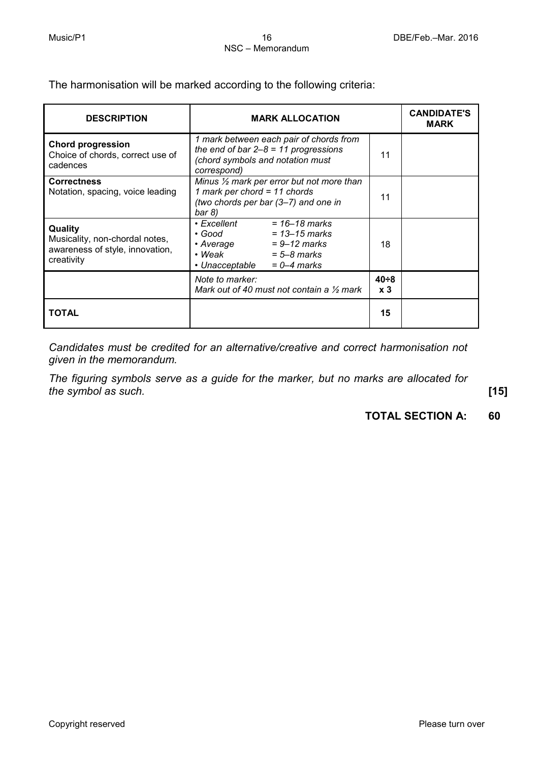The harmonisation will be marked according to the following criteria:

| DESCRIPTION | MARK ALLOCATION | | CANDIDATE'S MARK |
|---|---|---|---|
| **Chord progression**<br>Choice of chords, correct use of cadences | *1 mark between each pair of chords from the end of bar 2–8 = 11 progressions (chord symbols and notation must correspond)* | 11 | |
| **Correctness**<br>Notation, spacing, voice leading | *Minus ½ mark per error but not more than 1 mark per chord = 11 chords (two chords per bar (3–7) and one in bar 8)* | 11 | |
| **Quality**<br>Musicality, non-chordal notes, awareness of style, innovation, creativity | *• Excellent = 16–18 marks<br>• Good = 13–15 marks<br>• Average = 9–12 marks<br>• Weak = 5–8 marks<br>• Unacceptable = 0–4 marks* | 18 | |
| | *Note to marker:<br>Mark out of 40 must not contain a ½ mark* | **40÷8 x 3** | |
| **TOTAL** | | **15** | |

*Candidates must be credited for an alternative/creative and correct harmonisation not given in the memorandum.*

*The figuring symbols serve as a guide for the marker, but no marks are allocated for the symbol as such.* **[15]**

**TOTAL SECTION A: 60**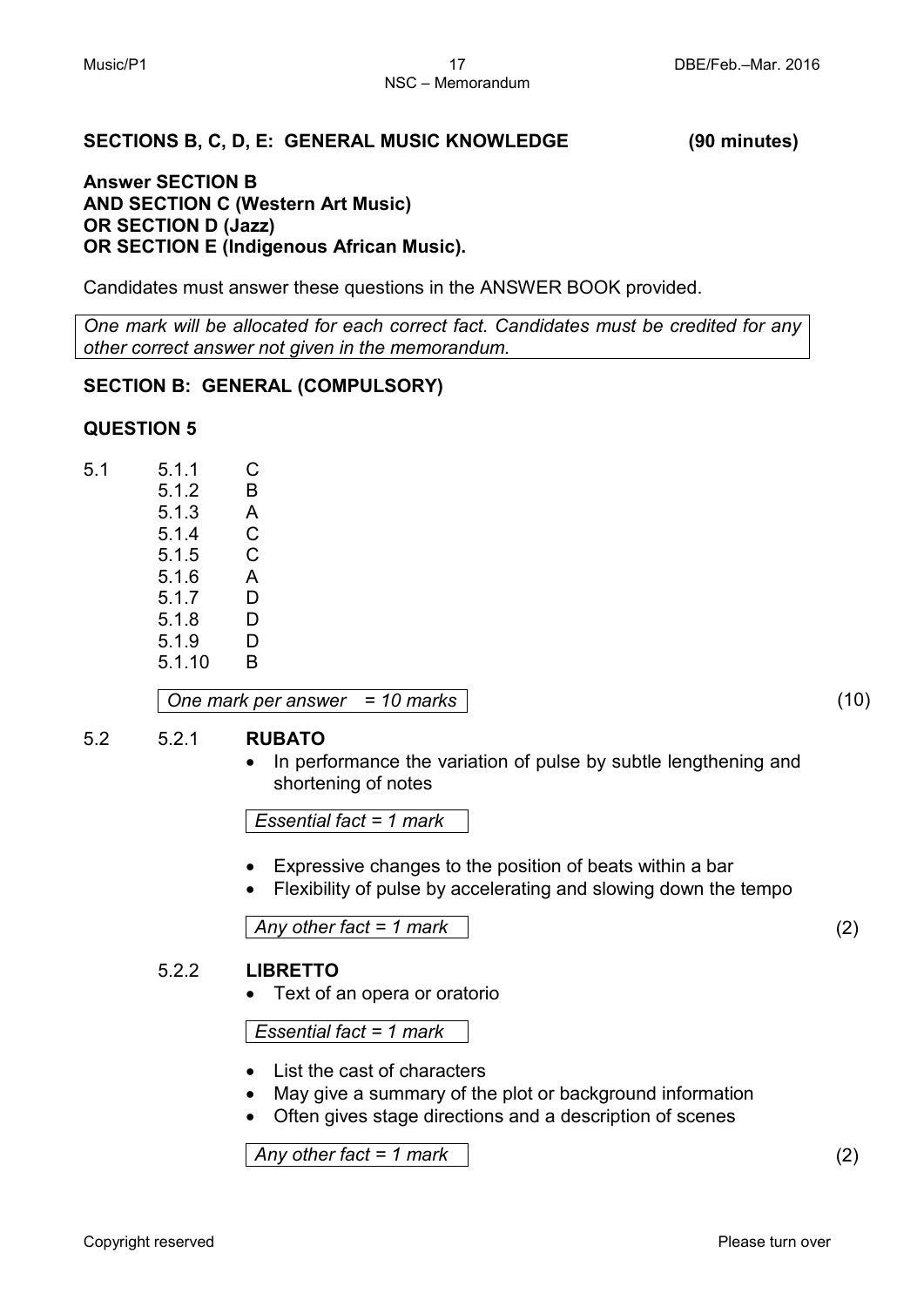**SECTIONS B, C, D, E: GENERAL MUSIC KNOWLEDGE (90 minutes)**

**Answer SECTION B**
**AND SECTION C (Western Art Music)**
**OR SECTION D (Jazz)**
**OR SECTION E (Indigenous African Music).**

Candidates must answer these questions in the ANSWER BOOK provided.

*One mark will be allocated for each correct fact. Candidates must be credited for any other correct answer not given in the memorandum.*

## SECTION B: GENERAL (COMPULSORY)

### QUESTION 5

5.1

| | |
|---|---|
| 5.1.1 | C |
| 5.1.2 | B |
| 5.1.3 | A |
| 5.1.4 | C |
| 5.1.5 | C |
| 5.1.6 | A |
| 5.1.7 | D |
| 5.1.8 | D |
| 5.1.9 | D |
| 5.1.10 | B |

*One mark per answer = 10 marks* (10)

5.2

5.2.1 **RUBATO**

- In performance the variation of pulse by subtle lengthening and shortening of notes

*Essential fact = 1 mark*

- Expressive changes to the position of beats within a bar
- Flexibility of pulse by accelerating and slowing down the tempo

*Any other fact = 1 mark* (2)

5.2.2 **LIBRETTO**

- Text of an opera or oratorio

*Essential fact = 1 mark*

- List the cast of characters
- May give a summary of the plot or background information
- Often gives stage directions and a description of scenes

*Any other fact = 1 mark* (2)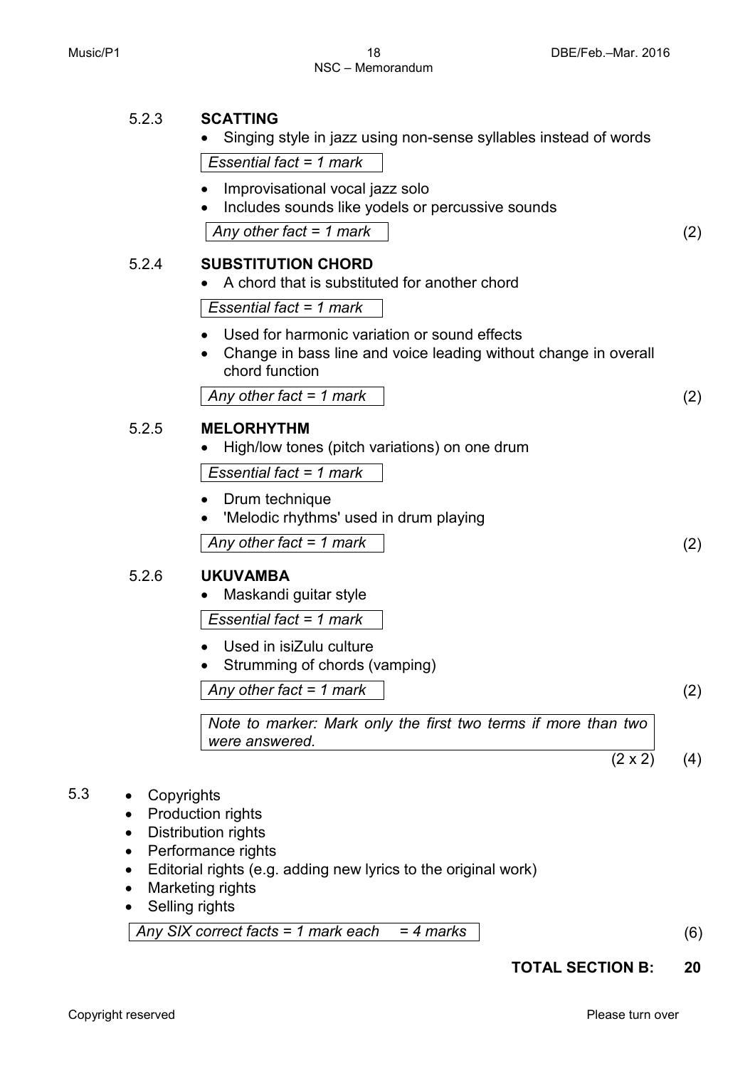5.2.3 **SCATTING**

- Singing style in jazz using non-sense syllables instead of words

*Essential fact = 1 mark*

- Improvisational vocal jazz solo
- Includes sounds like yodels or percussive sounds

*Any other fact = 1 mark* (2)

5.2.4 **SUBSTITUTION CHORD**

- A chord that is substituted for another chord

*Essential fact = 1 mark*

- Used for harmonic variation or sound effects
- Change in bass line and voice leading without change in overall chord function

*Any other fact = 1 mark* (2)

5.2.5 **MELORHYTHM**

- High/low tones (pitch variations) on one drum

*Essential fact = 1 mark*

- Drum technique
- 'Melodic rhythms' used in drum playing

*Any other fact = 1 mark* (2)

5.2.6 **UKUVAMBA**

- Maskandi guitar style

*Essential fact = 1 mark*

- Used in isiZulu culture
- Strumming of chords (vamping)

*Any other fact = 1 mark* (2)

*Note to marker: Mark only the first two terms if more than two were answered.*

(2 x 2) (4)

5.3

- Copyrights
- Production rights
- Distribution rights
- Performance rights
- Editorial rights (e.g. adding new lyrics to the original work)
- Marketing rights
- Selling rights

*Any SIX correct facts = 1 mark each = 4 marks* (6)

**TOTAL SECTION B: 20**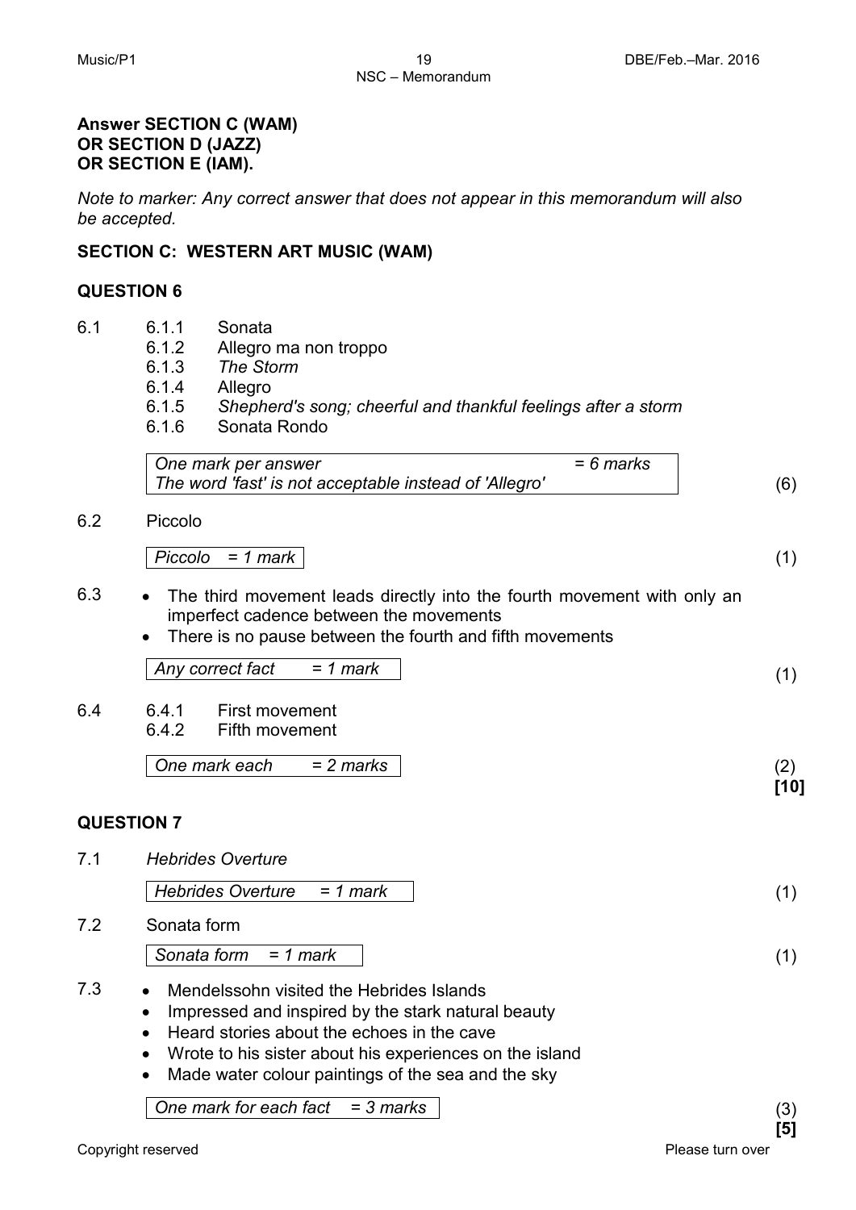**Answer SECTION C (WAM)**
**OR SECTION D (JAZZ)**
**OR SECTION E (IAM).**

*Note to marker: Any correct answer that does not appear in this memorandum will also be accepted.*

## SECTION C: WESTERN ART MUSIC (WAM)

### QUESTION 6

6.1
- 6.1.1 Sonata
- 6.1.2 Allegro ma non troppo
- 6.1.3 *The Storm*
- 6.1.4 Allegro
- 6.1.5 *Shepherd's song; cheerful and thankful feelings after a storm*
- 6.1.6 Sonata Rondo

| *One mark per answer = 6 marks* |
|---|
| *The word 'fast' is not acceptable instead of 'Allegro'* |

(6)

6.2 Piccolo

| *Piccolo = 1 mark* |
|---|

(1)

6.3
- The third movement leads directly into the fourth movement with only an imperfect cadence between the movements
- There is no pause between the fourth and fifth movements

| *Any correct fact = 1 mark* |
|---|

(1)

6.4
- 6.4.1 First movement
- 6.4.2 Fifth movement

| *One mark each = 2 marks* |
|---|

(2)
**[10]**

### QUESTION 7

7.1 *Hebrides Overture*

| *Hebrides Overture = 1 mark* |
|---|

(1)

7.2 Sonata form

| *Sonata form = 1 mark* |
|---|

(1)

7.3
- Mendelssohn visited the Hebrides Islands
- Impressed and inspired by the stark natural beauty
- Heard stories about the echoes in the cave
- Wrote to his sister about his experiences on the island
- Made water colour paintings of the sea and the sky

| *One mark for each fact = 3 marks* |
|---|

(3)
**[5]**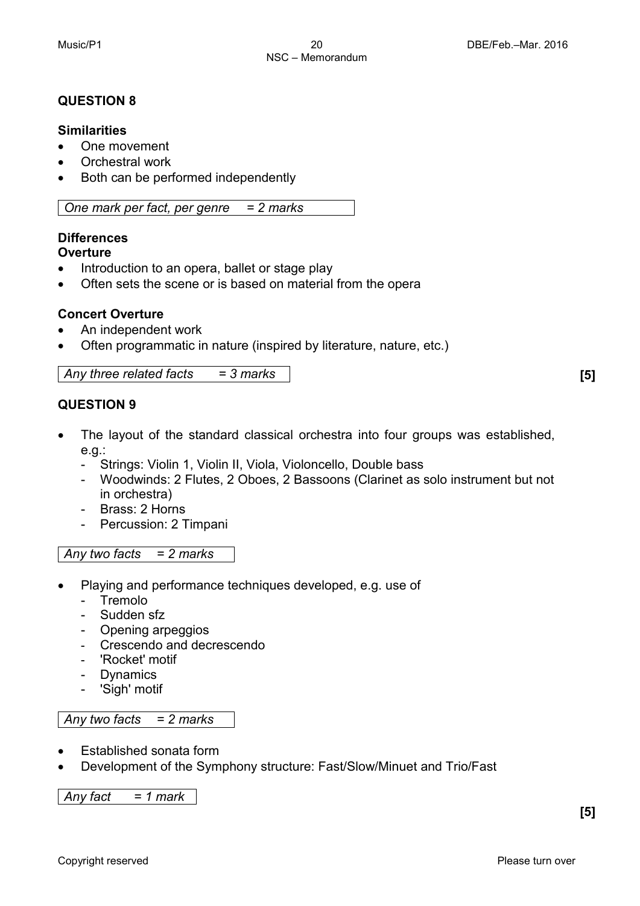## QUESTION 8

**Similarities**

- One movement
- Orchestral work
- Both can be performed independently

*One mark per fact, per genre = 2 marks*

**Differences**

**Overture**

- Introduction to an opera, ballet or stage play
- Often sets the scene or is based on material from the opera

**Concert Overture**

- An independent work
- Often programmatic in nature (inspired by literature, nature, etc.)

*Any three related facts = 3 marks* **[5]**

## QUESTION 9

- The layout of the standard classical orchestra into four groups was established, e.g.:
  - Strings: Violin 1, Violin II, Viola, Violoncello, Double bass
  - Woodwinds: 2 Flutes, 2 Oboes, 2 Bassoons (Clarinet as solo instrument but not in orchestra)
  - Brass: 2 Horns
  - Percussion: 2 Timpani

*Any two facts = 2 marks*

- Playing and performance techniques developed, e.g. use of
  - Tremolo
  - Sudden sfz
  - Opening arpeggios
  - Crescendo and decrescendo
  - 'Rocket' motif
  - Dynamics
  - 'Sigh' motif

*Any two facts = 2 marks*

- Established sonata form
- Development of the Symphony structure: Fast/Slow/Minuet and Trio/Fast

*Any fact = 1 mark*

**[5]**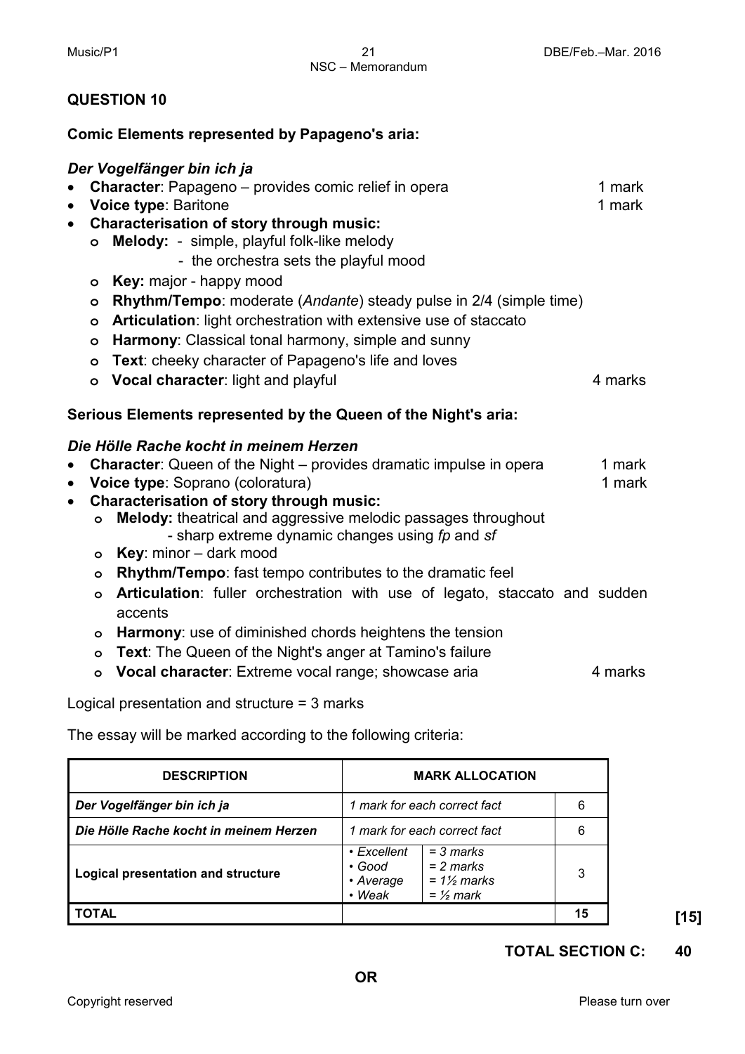## QUESTION 10

**Comic Elements represented by Papageno's aria:**

***Der Vogelfänger bin ich ja***

- **Character**: Papageno – provides comic relief in opera 1 mark
- **Voice type**: Baritone 1 mark
- **Characterisation of story through music:**
  - **Melody:** - simple, playful folk-like melody
    - the orchestra sets the playful mood
  - **Key:** major - happy mood
  - **Rhythm/Tempo**: moderate (*Andante*) steady pulse in 2/4 (simple time)
  - **Articulation**: light orchestration with extensive use of staccato
  - **Harmony**: Classical tonal harmony, simple and sunny
  - **Text**: cheeky character of Papageno's life and loves
  - **Vocal character**: light and playful 4 marks

**Serious Elements represented by the Queen of the Night's aria:**

***Die Hölle Rache kocht in meinem Herzen***

- **Character**: Queen of the Night – provides dramatic impulse in opera 1 mark
- **Voice type**: Soprano (coloratura) 1 mark
- **Characterisation of story through music:**
  - **Melody:** theatrical and aggressive melodic passages throughout
    - sharp extreme dynamic changes using *fp* and *sf*
  - **Key**: minor – dark mood
  - **Rhythm/Tempo**: fast tempo contributes to the dramatic feel
  - **Articulation**: fuller orchestration with use of legato, staccato and sudden accents
  - **Harmony**: use of diminished chords heightens the tension
  - **Text**: The Queen of the Night's anger at Tamino's failure
  - **Vocal character**: Extreme vocal range; showcase aria 4 marks

Logical presentation and structure = 3 marks

The essay will be marked according to the following criteria:

| DESCRIPTION | MARK ALLOCATION | | |
|---|---|---|---|
| *Der Vogelfänger bin ich ja* | *1 mark for each correct fact* | | 6 |
| *Die Hölle Rache kocht in meinem Herzen* | *1 mark for each correct fact* | | 6 |
| **Logical presentation and structure** | *• Excellent*<br>*• Good*<br>*• Average*<br>*• Weak* | *= 3 marks*<br>*= 2 marks*<br>*= 1½ marks*<br>*= ½ mark* | 3 |
| **TOTAL** | | | **15** |

**[15]**

**TOTAL SECTION C: 40**

**OR**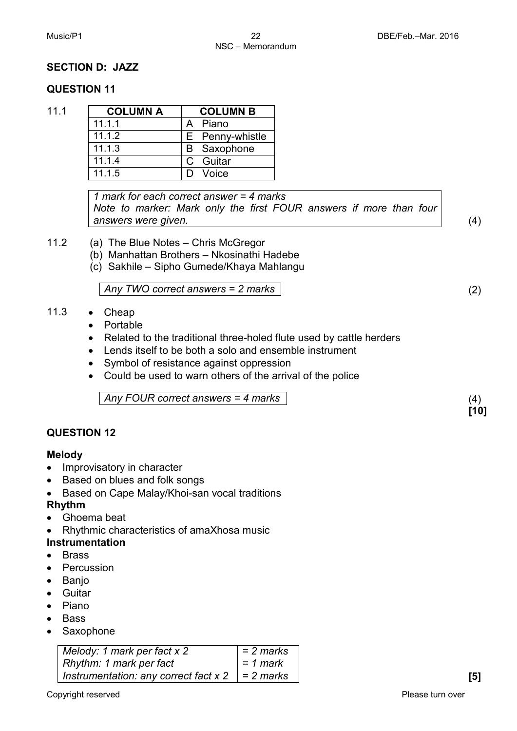## SECTION D: JAZZ

### QUESTION 11

11.1

| COLUMN A | COLUMN B |
| --- | --- |
| 11.1.1 | A Piano |
| 11.1.2 | E Penny-whistle |
| 11.1.3 | B Saxophone |
| 11.1.4 | C Guitar |
| 11.1.5 | D Voice |

*1 mark for each correct answer = 4 marks*
*Note to marker: Mark only the first FOUR answers if more than four answers were given.* (4)

11.2
(a) The Blue Notes – Chris McGregor
(b) Manhattan Brothers – Nkosinathi Hadebe
(c) Sakhile – Sipho Gumede/Khaya Mahlangu

*Any TWO correct answers = 2 marks* (2)

11.3
- Cheap
- Portable
- Related to the traditional three-holed flute used by cattle herders
- Lends itself to be both a solo and ensemble instrument
- Symbol of resistance against oppression
- Could be used to warn others of the arrival of the police

*Any FOUR correct answers = 4 marks* (4)
**[10]**

### QUESTION 12

**Melody**
- Improvisatory in character
- Based on blues and folk songs
- Based on Cape Malay/Khoi-san vocal traditions

**Rhythm**
- Ghoema beat
- Rhythmic characteristics of amaXhosa music

**Instrumentation**
- Brass
- Percussion
- Banjo
- Guitar
- Piano
- Bass
- Saxophone

| | |
| --- | --- |
| *Melody: 1 mark per fact x 2* | *= 2 marks* |
| *Rhythm: 1 mark per fact* | *= 1 mark* |
| *Instrumentation: any correct fact x 2* | *= 2 marks* |

**[5]**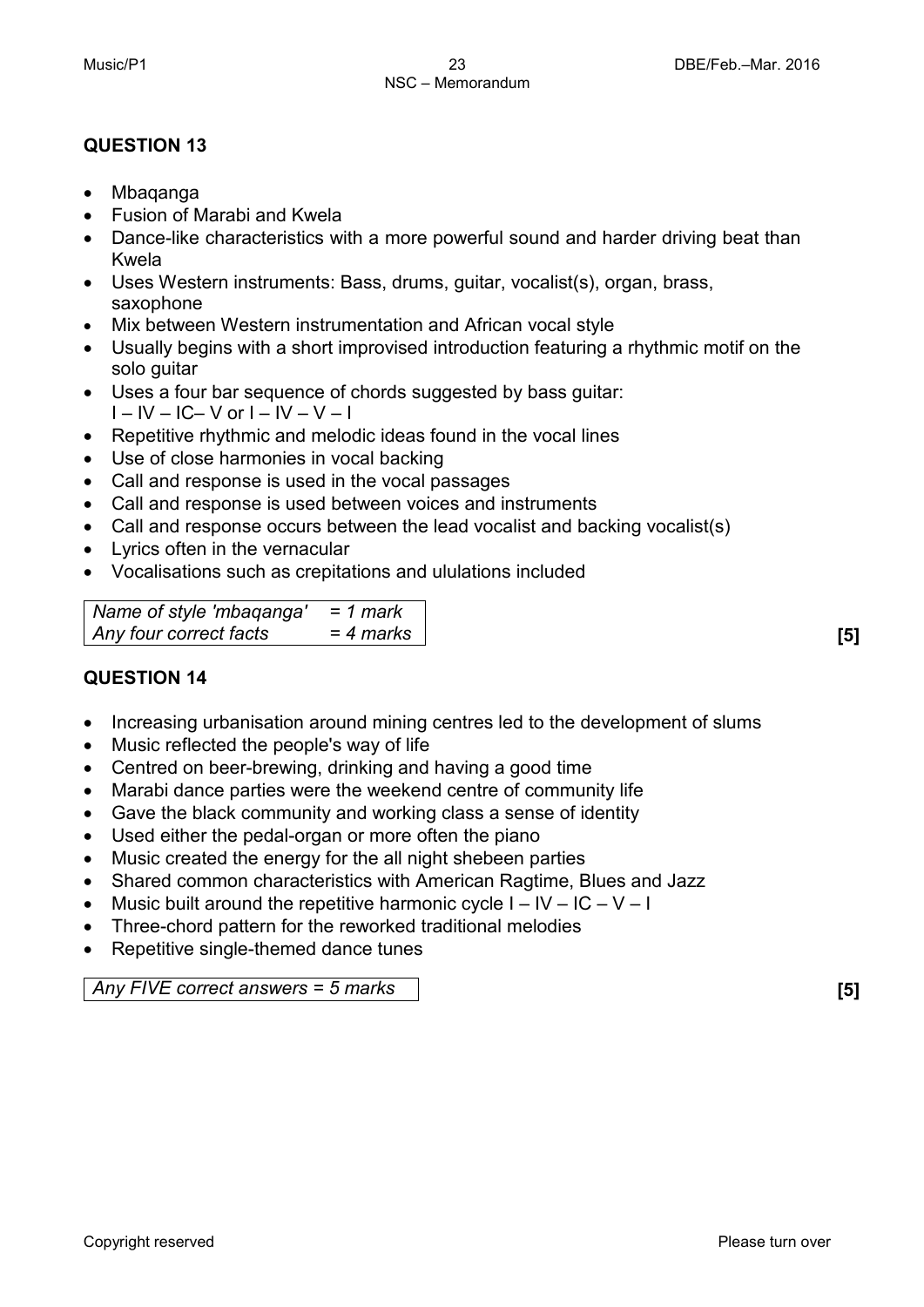## QUESTION 13

- Mbaqanga
- Fusion of Marabi and Kwela
- Dance-like characteristics with a more powerful sound and harder driving beat than Kwela
- Uses Western instruments: Bass, drums, guitar, vocalist(s), organ, brass, saxophone
- Mix between Western instrumentation and African vocal style
- Usually begins with a short improvised introduction featuring a rhythmic motif on the solo guitar
- Uses a four bar sequence of chords suggested by bass guitar: I – IV – IC– V or I – IV – V – I
- Repetitive rhythmic and melodic ideas found in the vocal lines
- Use of close harmonies in vocal backing
- Call and response is used in the vocal passages
- Call and response is used between voices and instruments
- Call and response occurs between the lead vocalist and backing vocalist(s)
- Lyrics often in the vernacular
- Vocalisations such as crepitations and ululations included

| *Name of style 'mbaqanga'* | *= 1 mark* |
|---|---|
| *Any four correct facts* | *= 4 marks* |

**[5]**

## QUESTION 14

- Increasing urbanisation around mining centres led to the development of slums
- Music reflected the people's way of life
- Centred on beer-brewing, drinking and having a good time
- Marabi dance parties were the weekend centre of community life
- Gave the black community and working class a sense of identity
- Used either the pedal-organ or more often the piano
- Music created the energy for the all night shebeen parties
- Shared common characteristics with American Ragtime, Blues and Jazz
- Music built around the repetitive harmonic cycle I – IV – IC – V – I
- Three-chord pattern for the reworked traditional melodies
- Repetitive single-themed dance tunes

*Any FIVE correct answers = 5 marks*

**[5]**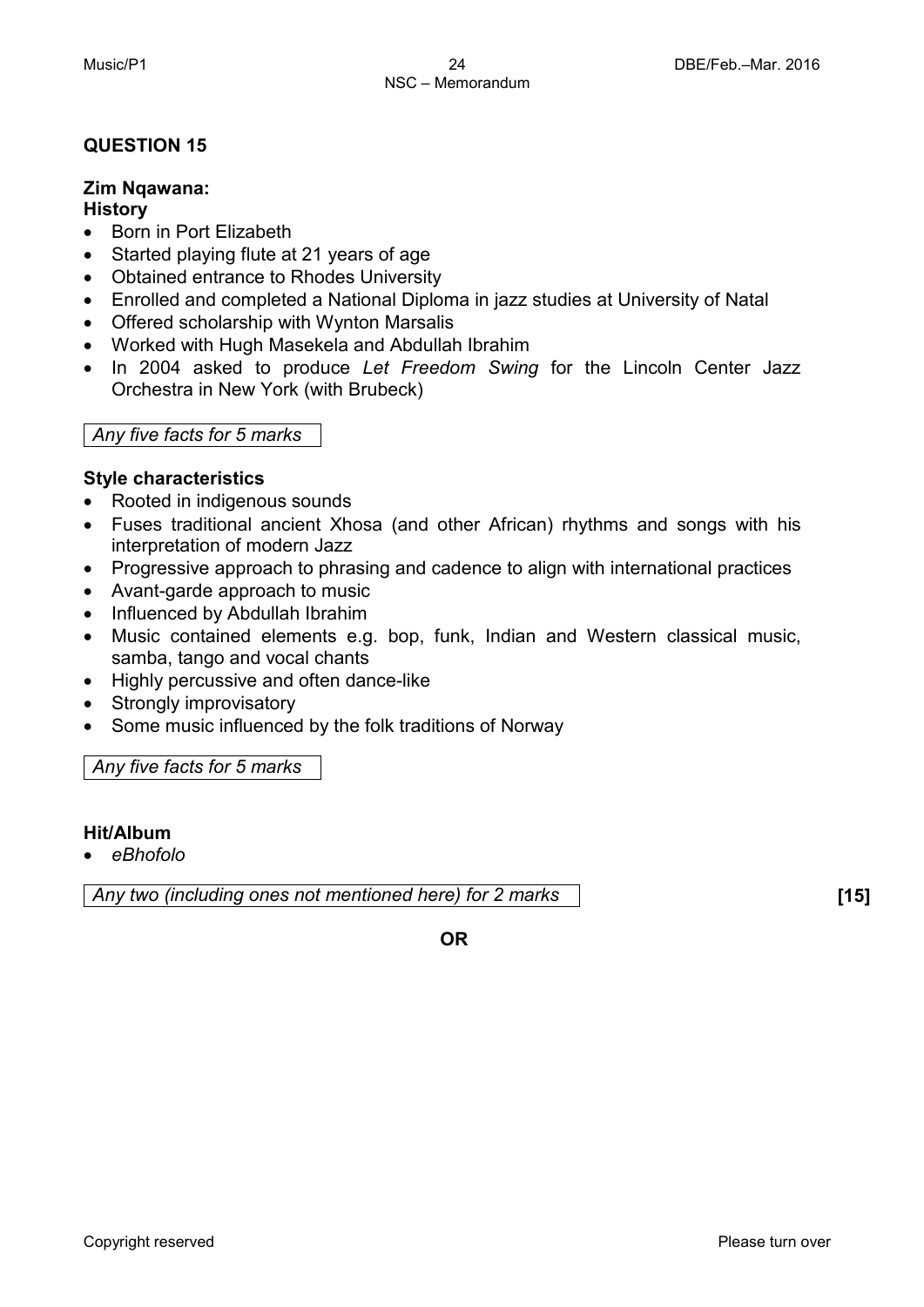## QUESTION 15

**Zim Nqawana:**
**History**

- Born in Port Elizabeth
- Started playing flute at 21 years of age
- Obtained entrance to Rhodes University
- Enrolled and completed a National Diploma in jazz studies at University of Natal
- Offered scholarship with Wynton Marsalis
- Worked with Hugh Masekela and Abdullah Ibrahim
- In 2004 asked to produce *Let Freedom Swing* for the Lincoln Center Jazz Orchestra in New York (with Brubeck)

*Any five facts for 5 marks*

**Style characteristics**

- Rooted in indigenous sounds
- Fuses traditional ancient Xhosa (and other African) rhythms and songs with his interpretation of modern Jazz
- Progressive approach to phrasing and cadence to align with international practices
- Avant-garde approach to music
- Influenced by Abdullah Ibrahim
- Music contained elements e.g. bop, funk, Indian and Western classical music, samba, tango and vocal chants
- Highly percussive and often dance-like
- Strongly improvisatory
- Some music influenced by the folk traditions of Norway

*Any five facts for 5 marks*

**Hit/Album**

- *eBhofolo*

*Any two (including ones not mentioned here) for 2 marks* **[15]**

**OR**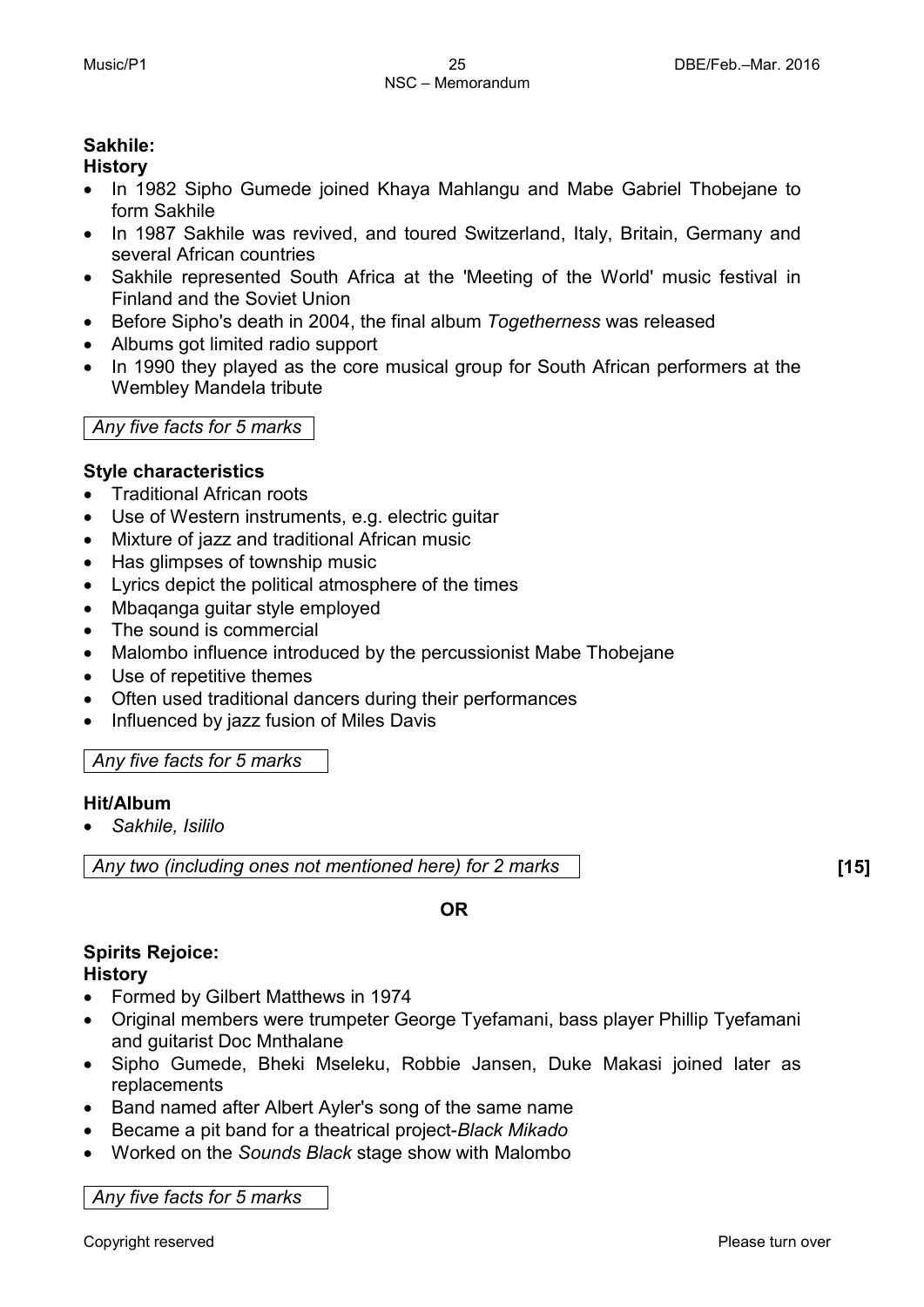**Sakhile:**

**History**

- In 1982 Sipho Gumede joined Khaya Mahlangu and Mabe Gabriel Thobejane to form Sakhile
- In 1987 Sakhile was revived, and toured Switzerland, Italy, Britain, Germany and several African countries
- Sakhile represented South Africa at the 'Meeting of the World' music festival in Finland and the Soviet Union
- Before Sipho's death in 2004, the final album *Togetherness* was released
- Albums got limited radio support
- In 1990 they played as the core musical group for South African performers at the Wembley Mandela tribute

*Any five facts for 5 marks*

**Style characteristics**

- Traditional African roots
- Use of Western instruments, e.g. electric guitar
- Mixture of jazz and traditional African music
- Has glimpses of township music
- Lyrics depict the political atmosphere of the times
- Mbaqanga guitar style employed
- The sound is commercial
- Malombo influence introduced by the percussionist Mabe Thobejane
- Use of repetitive themes
- Often used traditional dancers during their performances
- Influenced by jazz fusion of Miles Davis

*Any five facts for 5 marks*

**Hit/Album**

- *Sakhile, Isililo*

*Any two (including ones not mentioned here) for 2 marks* **[15]**

**OR**

**Spirits Rejoice:**

**History**

- Formed by Gilbert Matthews in 1974
- Original members were trumpeter George Tyefamani, bass player Phillip Tyefamani and guitarist Doc Mnthalane
- Sipho Gumede, Bheki Mseleku, Robbie Jansen, Duke Makasi joined later as replacements
- Band named after Albert Ayler's song of the same name
- Became a pit band for a theatrical project-*Black Mikado*
- Worked on the *Sounds Black* stage show with Malombo

*Any five facts for 5 marks*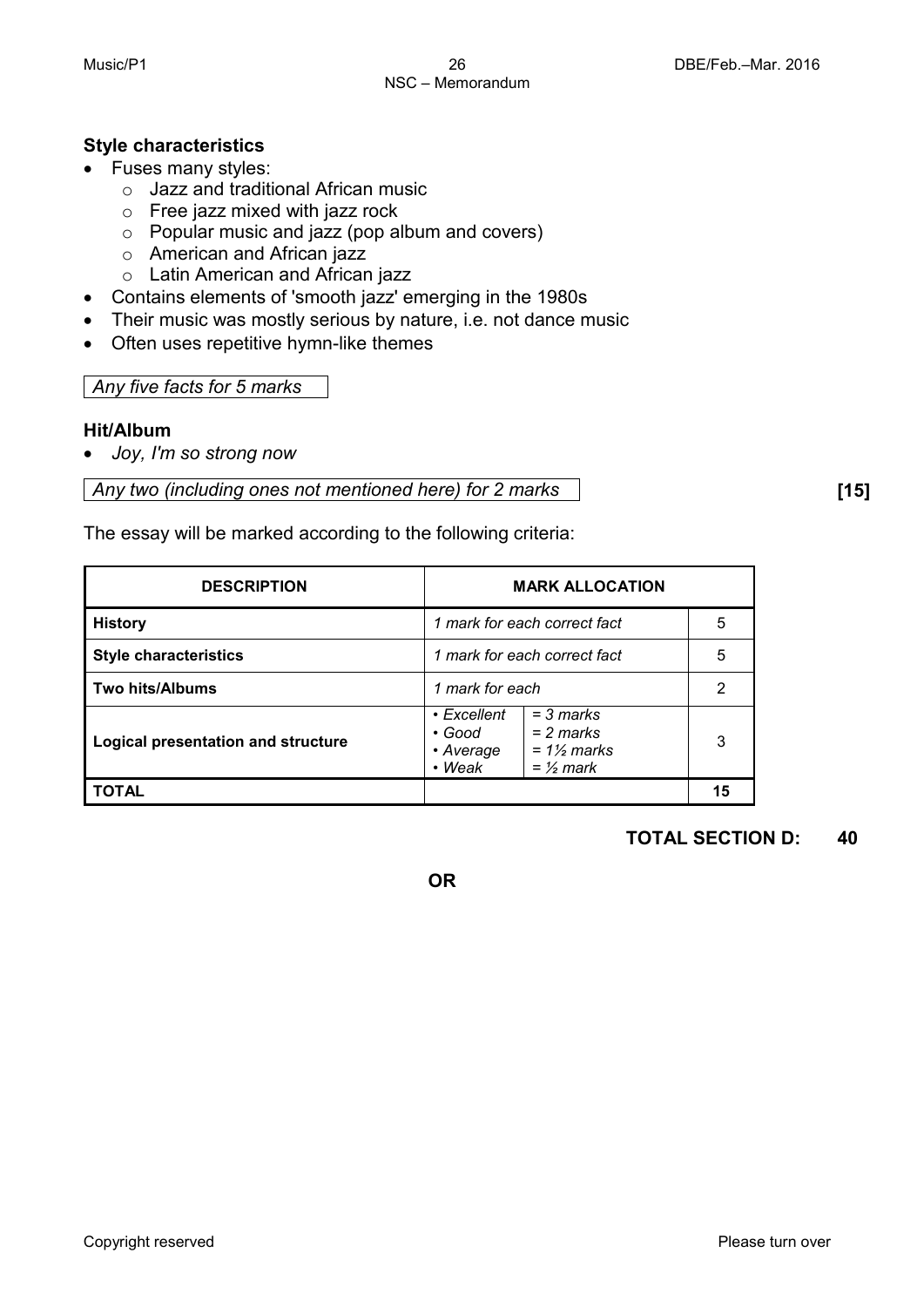### Style characteristics

- Fuses many styles:
  - Jazz and traditional African music
  - Free jazz mixed with jazz rock
  - Popular music and jazz (pop album and covers)
  - American and African jazz
  - Latin American and African jazz
- Contains elements of 'smooth jazz' emerging in the 1980s
- Their music was mostly serious by nature, i.e. not dance music
- Often uses repetitive hymn-like themes

*Any five facts for 5 marks*

### Hit/Album

- *Joy, I'm so strong now*

*Any two (including ones not mentioned here) for 2 marks* **[15]**

The essay will be marked according to the following criteria:

| DESCRIPTION | MARK ALLOCATION | | |
|---|---|---|---|
| **History** | *1 mark for each correct fact* | | 5 |
| **Style characteristics** | *1 mark for each correct fact* | | 5 |
| **Two hits/Albums** | *1 mark for each* | | 2 |
| **Logical presentation and structure** | • *Excellent*<br>• *Good*<br>• *Average*<br>• *Weak* | *= 3 marks*<br>*= 2 marks*<br>*= 1½ marks*<br>*= ½ mark* | 3 |
| **TOTAL** | | | **15** |

**TOTAL SECTION D: 40**

**OR**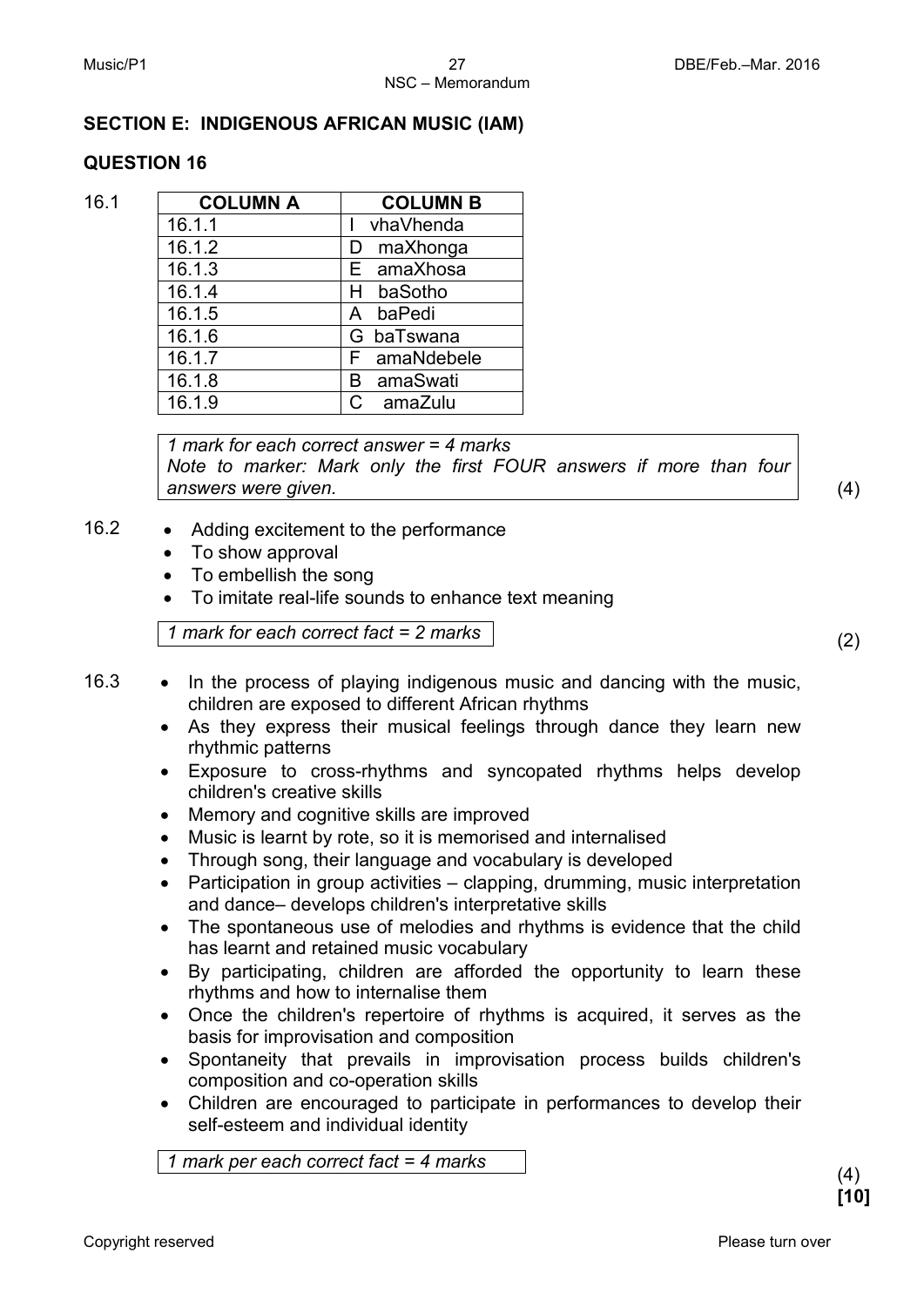## SECTION E: INDIGENOUS AFRICAN MUSIC (IAM)

### QUESTION 16

16.1

| COLUMN A | COLUMN B |
|---|---|
| 16.1.1 | I vhaVhenda |
| 16.1.2 | D maXhonga |
| 16.1.3 | E amaXhosa |
| 16.1.4 | H baSotho |
| 16.1.5 | A baPedi |
| 16.1.6 | G baTswana |
| 16.1.7 | F amaNdebele |
| 16.1.8 | B amaSwati |
| 16.1.9 | C amaZulu |

*1 mark for each correct answer = 4 marks*
*Note to marker: Mark only the first FOUR answers if more than four answers were given.*

(4)

16.2

- Adding excitement to the performance
- To show approval
- To embellish the song
- To imitate real-life sounds to enhance text meaning

*1 mark for each correct fact = 2 marks*

(2)

16.3

- In the process of playing indigenous music and dancing with the music, children are exposed to different African rhythms
- As they express their musical feelings through dance they learn new rhythmic patterns
- Exposure to cross-rhythms and syncopated rhythms helps develop children's creative skills
- Memory and cognitive skills are improved
- Music is learnt by rote, so it is memorised and internalised
- Through song, their language and vocabulary is developed
- Participation in group activities – clapping, drumming, music interpretation and dance– develops children's interpretative skills
- The spontaneous use of melodies and rhythms is evidence that the child has learnt and retained music vocabulary
- By participating, children are afforded the opportunity to learn these rhythms and how to internalise them
- Once the children's repertoire of rhythms is acquired, it serves as the basis for improvisation and composition
- Spontaneity that prevails in improvisation process builds children's composition and co-operation skills
- Children are encouraged to participate in performances to develop their self-esteem and individual identity

*1 mark per each correct fact = 4 marks*

(4)
**[10]**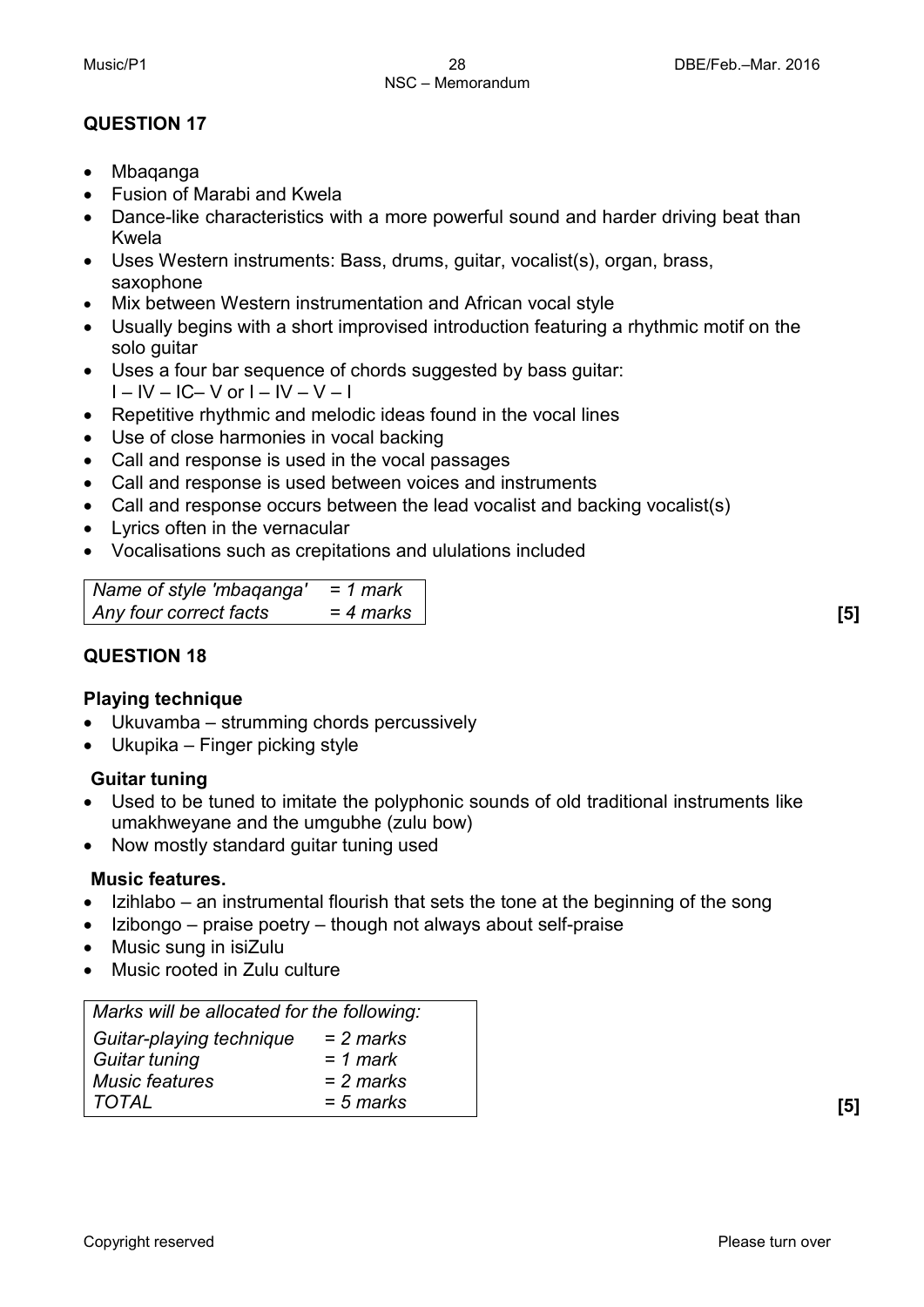## QUESTION 17

- Mbaqanga
- Fusion of Marabi and Kwela
- Dance-like characteristics with a more powerful sound and harder driving beat than Kwela
- Uses Western instruments: Bass, drums, guitar, vocalist(s), organ, brass, saxophone
- Mix between Western instrumentation and African vocal style
- Usually begins with a short improvised introduction featuring a rhythmic motif on the solo guitar
- Uses a four bar sequence of chords suggested by bass guitar: I – IV – IC– V or I – IV – V – I
- Repetitive rhythmic and melodic ideas found in the vocal lines
- Use of close harmonies in vocal backing
- Call and response is used in the vocal passages
- Call and response is used between voices and instruments
- Call and response occurs between the lead vocalist and backing vocalist(s)
- Lyrics often in the vernacular
- Vocalisations such as crepitations and ululations included

| | |
|---|---|
| *Name of style 'mbaqanga'* | *= 1 mark* |
| *Any four correct facts* | *= 4 marks* |

**[5]**

## QUESTION 18

### Playing technique

- Ukuvamba – strumming chords percussively
- Ukupika – Finger picking style

### Guitar tuning

- Used to be tuned to imitate the polyphonic sounds of old traditional instruments like umakhweyane and the umgubhe (zulu bow)
- Now mostly standard guitar tuning used

### Music features.

- Izihlabo – an instrumental flourish that sets the tone at the beginning of the song
- Izibongo – praise poetry – though not always about self-praise
- Music sung in isiZulu
- Music rooted in Zulu culture

| *Marks will be allocated for the following:* | |
|---|---|
| *Guitar-playing technique* | *= 2 marks* |
| *Guitar tuning* | *= 1 mark* |
| *Music features* | *= 2 marks* |
| *TOTAL* | *= 5 marks* |

**[5]**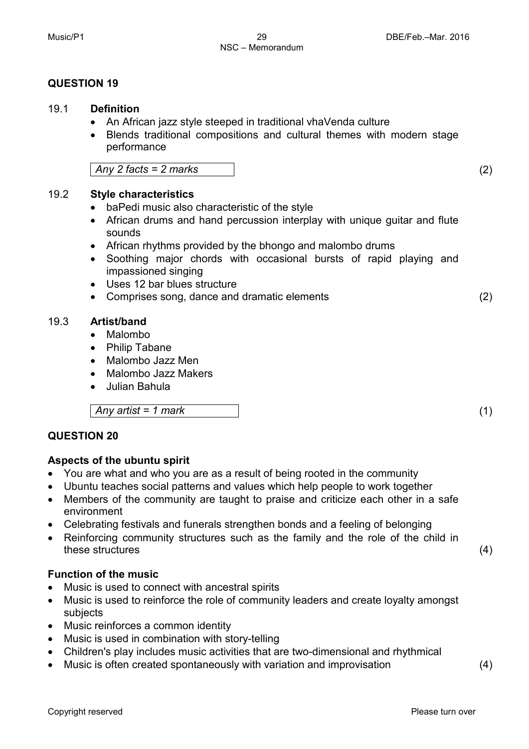## QUESTION 19

19.1 **Definition**

- An African jazz style steeped in traditional vhaVenda culture
- Blends traditional compositions and cultural themes with modern stage performance

*Any 2 facts = 2 marks* (2)

19.2 **Style characteristics**

- baPedi music also characteristic of the style
- African drums and hand percussion interplay with unique guitar and flute sounds
- African rhythms provided by the bhongo and malombo drums
- Soothing major chords with occasional bursts of rapid playing and impassioned singing
- Uses 12 bar blues structure
- Comprises song, dance and dramatic elements (2)

19.3 **Artist/band**

- Malombo
- Philip Tabane
- Malombo Jazz Men
- Malombo Jazz Makers
- Julian Bahula

*Any artist = 1 mark* (1)

## QUESTION 20

**Aspects of the ubuntu spirit**

- You are what and who you are as a result of being rooted in the community
- Ubuntu teaches social patterns and values which help people to work together
- Members of the community are taught to praise and criticize each other in a safe environment
- Celebrating festivals and funerals strengthen bonds and a feeling of belonging
- Reinforcing community structures such as the family and the role of the child in these structures (4)

**Function of the music**

- Music is used to connect with ancestral spirits
- Music is used to reinforce the role of community leaders and create loyalty amongst subjects
- Music reinforces a common identity
- Music is used in combination with story-telling
- Children's play includes music activities that are two-dimensional and rhythmical
- Music is often created spontaneously with variation and improvisation (4)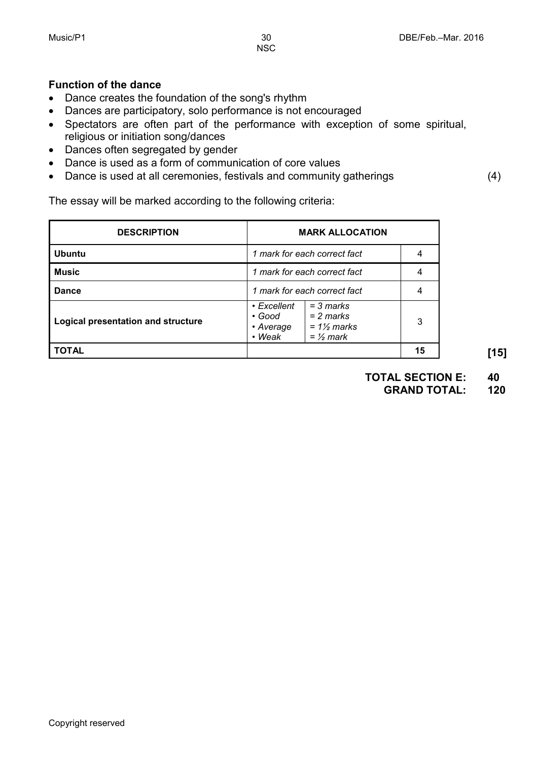**Function of the dance**

- Dance creates the foundation of the song's rhythm
- Dances are participatory, solo performance is not encouraged
- Spectators are often part of the performance with exception of some spiritual, religious or initiation song/dances
- Dances often segregated by gender
- Dance is used as a form of communication of core values
- Dance is used at all ceremonies, festivals and community gatherings (4)

The essay will be marked according to the following criteria:

| DESCRIPTION | MARK ALLOCATION | | |
|---|---|---|---|
| **Ubuntu** | *1 mark for each correct fact* | | 4 |
| **Music** | *1 mark for each correct fact* | | 4 |
| **Dance** | *1 mark for each correct fact* | | 4 |
| **Logical presentation and structure** | *• Excellent*<br>*• Good*<br>*• Average*<br>*• Weak* | *= 3 marks*<br>*= 2 marks*<br>*= 1½ marks*<br>*= ½ mark* | 3 |
| **TOTAL** | | | **15** |

**[15]**

**TOTAL SECTION E: 40**
**GRAND TOTAL: 120**